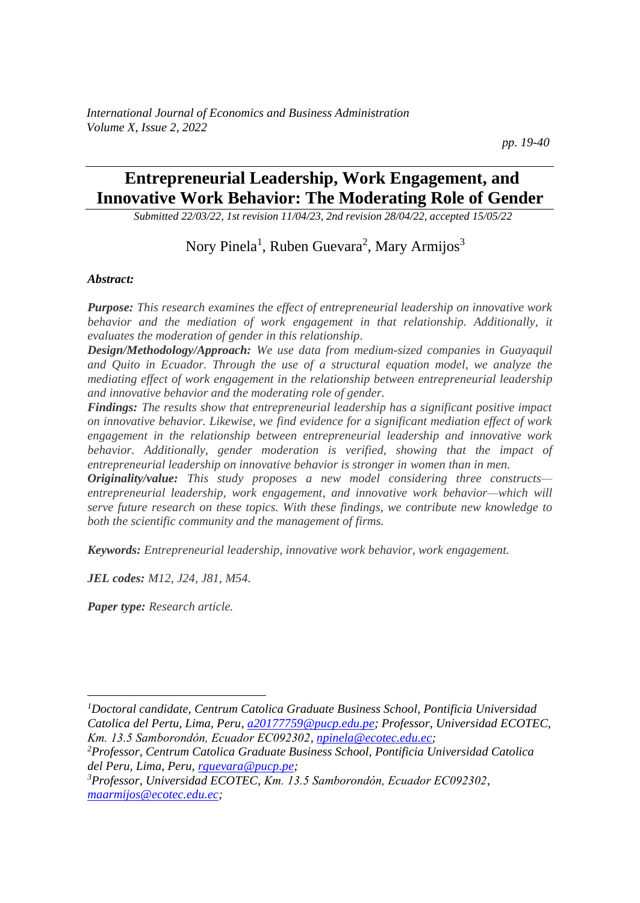# Entrepreneurial Leadership, Work Engagement, and Innovative Work Behavior: The Moderating Role of Gender

*Submitted 22/03/22, 1st revision 11/04/23, 2nd revision 28/04/22, accepted 15/05/22*

Nory Pinela[1], Ruben Guevara[2], Mary Armijos[3]

***Abstract:***

***Purpose:*** *This research examines the effect of entrepreneurial leadership on innovative work behavior and the mediation of work engagement in that relationship. Additionally, it evaluates the moderation of gender in this relationship.*

***Design/Methodology/Approach:*** *We use data from medium-sized companies in Guayaquil and Quito in Ecuador. Through the use of a structural equation model, we analyze the mediating effect of work engagement in the relationship between entrepreneurial leadership and innovative behavior and the moderating role of gender.*

***Findings:*** *The results show that entrepreneurial leadership has a significant positive impact on innovative behavior. Likewise, we find evidence for a significant mediation effect of work engagement in the relationship between entrepreneurial leadership and innovative work behavior. Additionally, gender moderation is verified, showing that the impact of entrepreneurial leadership on innovative behavior is stronger in women than in men.*

***Originality/value:*** *This study proposes a new model considering three constructs—entrepreneurial leadership, work engagement, and innovative work behavior—which will serve future research on these topics. With these findings, we contribute new knowledge to both the scientific community and the management of firms.*

***Keywords:*** *Entrepreneurial leadership, innovative work behavior, work engagement.*

***JEL codes:*** *M12, J24, J81, M54.*

***Paper type:*** *Research article.*

---

[1] *Doctoral candidate, Centrum Catolica Graduate Business School, Pontificia Universidad Catolica del Pertu, Lima, Peru, a20177759@pucp.edu.pe; Professor, Universidad ECOTEC, Km. 13.5 Samborondón, Ecuador EC092302, npinela@ecotec.edu.ec;*

[2] *Professor, Centrum Catolica Graduate Business School, Pontificia Universidad Catolica del Peru, Lima, Peru, rguevara@pucp.pe;*

[3] *Professor, Universidad ECOTEC, Km. 13.5 Samborondón, Ecuador EC092302, maarmijos@ecotec.edu.ec;*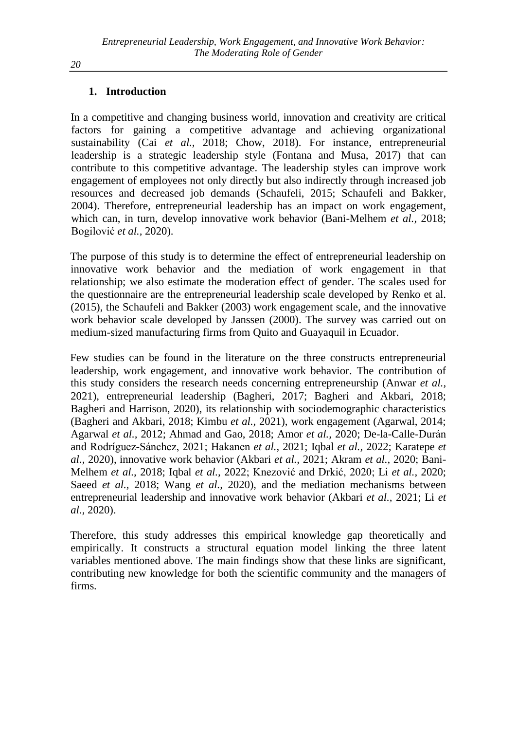## 1. Introduction

In a competitive and changing business world, innovation and creativity are critical factors for gaining a competitive advantage and achieving organizational sustainability (Cai *et al.,* 2018; Chow, 2018). For instance, entrepreneurial leadership is a strategic leadership style (Fontana and Musa, 2017) that can contribute to this competitive advantage. The leadership styles can improve work engagement of employees not only directly but also indirectly through increased job resources and decreased job demands (Schaufeli, 2015; Schaufeli and Bakker, 2004). Therefore, entrepreneurial leadership has an impact on work engagement, which can, in turn, develop innovative work behavior (Bani-Melhem *et al.,* 2018; Bogilović *et al.,* 2020).

The purpose of this study is to determine the effect of entrepreneurial leadership on innovative work behavior and the mediation of work engagement in that relationship; we also estimate the moderation effect of gender. The scales used for the questionnaire are the entrepreneurial leadership scale developed by Renko et al. (2015), the Schaufeli and Bakker (2003) work engagement scale, and the innovative work behavior scale developed by Janssen (2000). The survey was carried out on medium-sized manufacturing firms from Quito and Guayaquil in Ecuador.

Few studies can be found in the literature on the three constructs entrepreneurial leadership, work engagement, and innovative work behavior. The contribution of this study considers the research needs concerning entrepreneurship (Anwar *et al.,* 2021), entrepreneurial leadership (Bagheri, 2017; Bagheri and Akbari, 2018; Bagheri and Harrison, 2020), its relationship with sociodemographic characteristics (Bagheri and Akbari, 2018; Kimbu *et al.,* 2021), work engagement (Agarwal, 2014; Agarwal *et al.,* 2012; Ahmad and Gao, 2018; Amor *et al.,* 2020; De-la-Calle-Durán and Rodríguez-Sánchez, 2021; Hakanen *et al.,* 2021; Iqbal *et al.,* 2022; Karatepe *et al.,* 2020), innovative work behavior (Akbari *et al.,* 2021; Akram *et al.,* 2020; Bani-Melhem *et al.,* 2018; Iqbal *et al.,* 2022; Knezović and Drkić, 2020; Li *et al.,* 2020; Saeed *et al.,* 2018; Wang *et al.,* 2020), and the mediation mechanisms between entrepreneurial leadership and innovative work behavior (Akbari *et al.,* 2021; Li *et al.,* 2020).

Therefore, this study addresses this empirical knowledge gap theoretically and empirically. It constructs a structural equation model linking the three latent variables mentioned above. The main findings show that these links are significant, contributing new knowledge for both the scientific community and the managers of firms.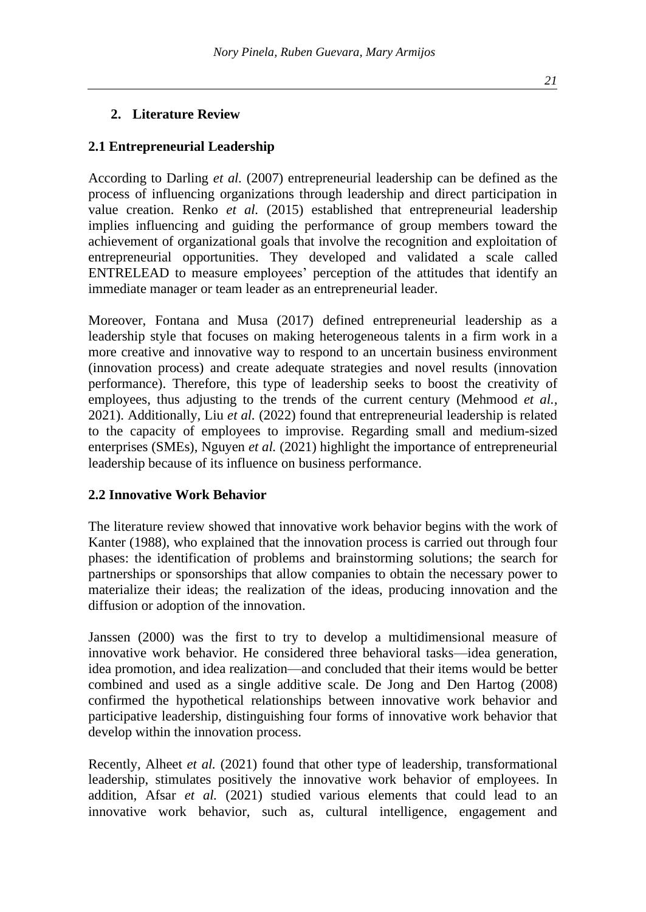## 2. Literature Review

### 2.1 Entrepreneurial Leadership

According to Darling *et al.* (2007) entrepreneurial leadership can be defined as the process of influencing organizations through leadership and direct participation in value creation. Renko *et al.* (2015) established that entrepreneurial leadership implies influencing and guiding the performance of group members toward the achievement of organizational goals that involve the recognition and exploitation of entrepreneurial opportunities. They developed and validated a scale called ENTRELEAD to measure employees' perception of the attitudes that identify an immediate manager or team leader as an entrepreneurial leader.

Moreover, Fontana and Musa (2017) defined entrepreneurial leadership as a leadership style that focuses on making heterogeneous talents in a firm work in a more creative and innovative way to respond to an uncertain business environment (innovation process) and create adequate strategies and novel results (innovation performance). Therefore, this type of leadership seeks to boost the creativity of employees, thus adjusting to the trends of the current century (Mehmood *et al.*, 2021). Additionally, Liu *et al.* (2022) found that entrepreneurial leadership is related to the capacity of employees to improvise. Regarding small and medium-sized enterprises (SMEs), Nguyen *et al.* (2021) highlight the importance of entrepreneurial leadership because of its influence on business performance.

### 2.2 Innovative Work Behavior

The literature review showed that innovative work behavior begins with the work of Kanter (1988), who explained that the innovation process is carried out through four phases: the identification of problems and brainstorming solutions; the search for partnerships or sponsorships that allow companies to obtain the necessary power to materialize their ideas; the realization of the ideas, producing innovation and the diffusion or adoption of the innovation.

Janssen (2000) was the first to try to develop a multidimensional measure of innovative work behavior. He considered three behavioral tasks—idea generation, idea promotion, and idea realization—and concluded that their items would be better combined and used as a single additive scale. De Jong and Den Hartog (2008) confirmed the hypothetical relationships between innovative work behavior and participative leadership, distinguishing four forms of innovative work behavior that develop within the innovation process.

Recently, Alheet *et al.* (2021) found that other type of leadership, transformational leadership, stimulates positively the innovative work behavior of employees. In addition, Afsar *et al.* (2021) studied various elements that could lead to an innovative work behavior, such as, cultural intelligence, engagement and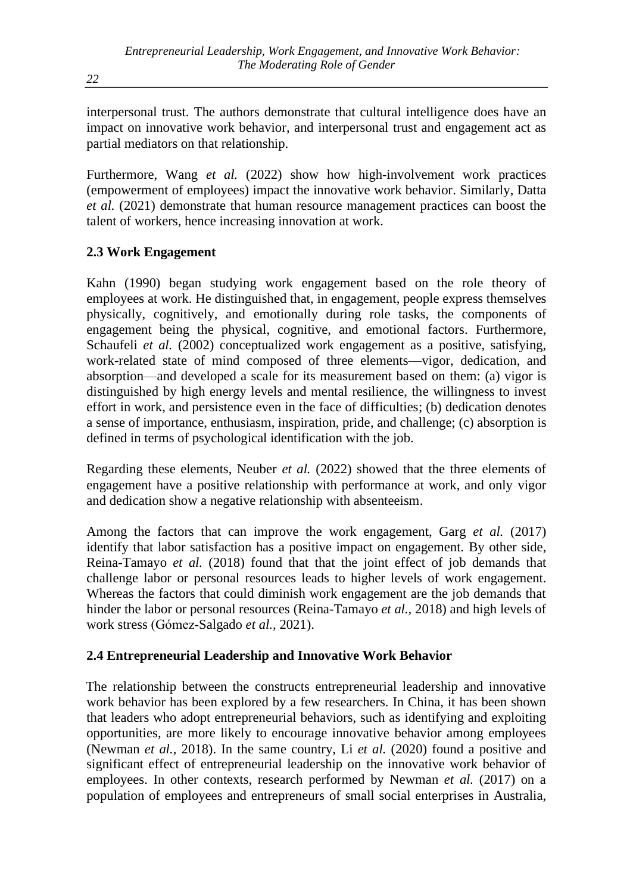interpersonal trust. The authors demonstrate that cultural intelligence does have an impact on innovative work behavior, and interpersonal trust and engagement act as partial mediators on that relationship.

Furthermore, Wang *et al.* (2022) show how high-involvement work practices (empowerment of employees) impact the innovative work behavior. Similarly, Datta *et al.* (2021) demonstrate that human resource management practices can boost the talent of workers, hence increasing innovation at work.

### 2.3 Work Engagement

Kahn (1990) began studying work engagement based on the role theory of employees at work. He distinguished that, in engagement, people express themselves physically, cognitively, and emotionally during role tasks, the components of engagement being the physical, cognitive, and emotional factors. Furthermore, Schaufeli *et al.* (2002) conceptualized work engagement as a positive, satisfying, work-related state of mind composed of three elements—vigor, dedication, and absorption—and developed a scale for its measurement based on them: (a) vigor is distinguished by high energy levels and mental resilience, the willingness to invest effort in work, and persistence even in the face of difficulties; (b) dedication denotes a sense of importance, enthusiasm, inspiration, pride, and challenge; (c) absorption is defined in terms of psychological identification with the job.

Regarding these elements, Neuber *et al.* (2022) showed that the three elements of engagement have a positive relationship with performance at work, and only vigor and dedication show a negative relationship with absenteeism.

Among the factors that can improve the work engagement, Garg *et al.* (2017) identify that labor satisfaction has a positive impact on engagement. By other side, Reina-Tamayo *et al.* (2018) found that that the joint effect of job demands that challenge labor or personal resources leads to higher levels of work engagement. Whereas the factors that could diminish work engagement are the job demands that hinder the labor or personal resources (Reina-Tamayo *et al.*, 2018) and high levels of work stress (Gómez-Salgado *et al.*, 2021).

### 2.4 Entrepreneurial Leadership and Innovative Work Behavior

The relationship between the constructs entrepreneurial leadership and innovative work behavior has been explored by a few researchers. In China, it has been shown that leaders who adopt entrepreneurial behaviors, such as identifying and exploiting opportunities, are more likely to encourage innovative behavior among employees (Newman *et al.*, 2018). In the same country, Li *et al.* (2020) found a positive and significant effect of entrepreneurial leadership on the innovative work behavior of employees. In other contexts, research performed by Newman *et al.* (2017) on a population of employees and entrepreneurs of small social enterprises in Australia,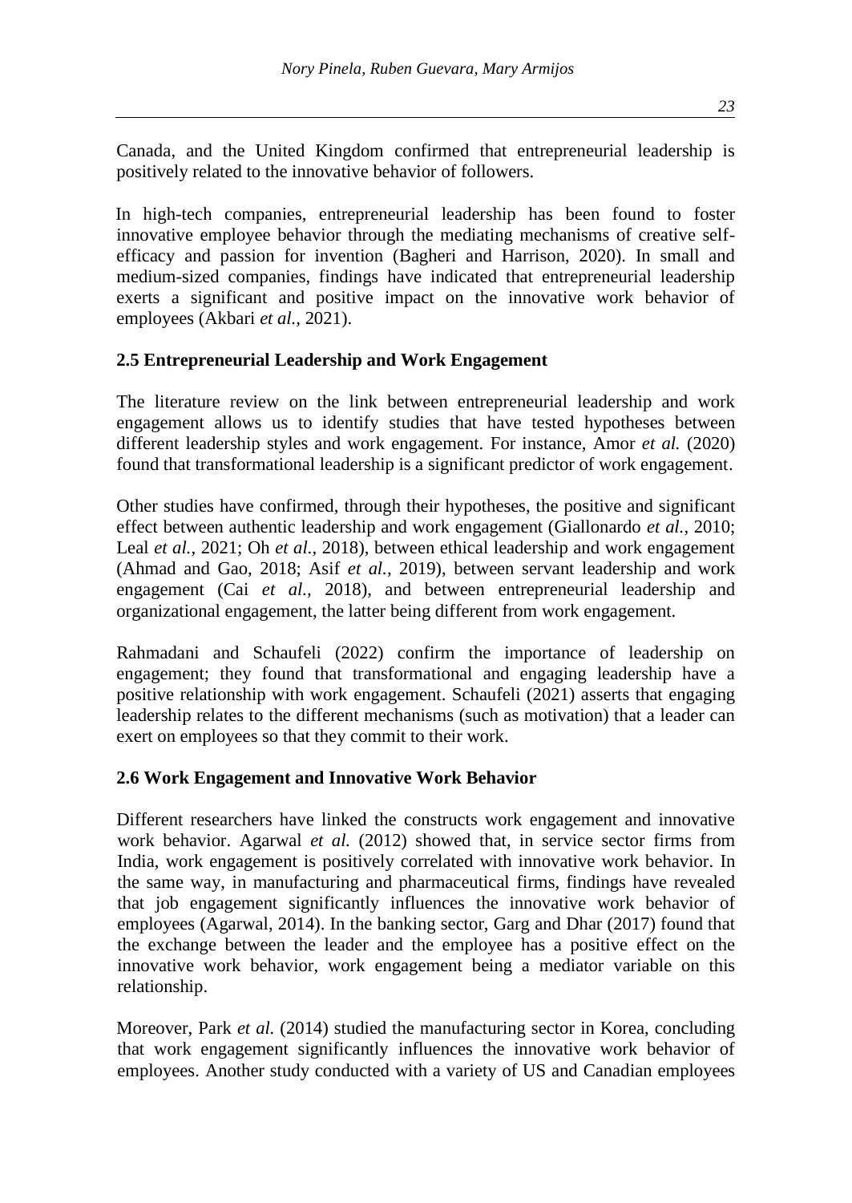Canada, and the United Kingdom confirmed that entrepreneurial leadership is positively related to the innovative behavior of followers.

In high-tech companies, entrepreneurial leadership has been found to foster innovative employee behavior through the mediating mechanisms of creative self-efficacy and passion for invention (Bagheri and Harrison, 2020). In small and medium-sized companies, findings have indicated that entrepreneurial leadership exerts a significant and positive impact on the innovative work behavior of employees (Akbari *et al.*, 2021).

### 2.5 Entrepreneurial Leadership and Work Engagement

The literature review on the link between entrepreneurial leadership and work engagement allows us to identify studies that have tested hypotheses between different leadership styles and work engagement. For instance, Amor *et al.* (2020) found that transformational leadership is a significant predictor of work engagement.

Other studies have confirmed, through their hypotheses, the positive and significant effect between authentic leadership and work engagement (Giallonardo *et al.*, 2010; Leal *et al.*, 2021; Oh *et al.*, 2018), between ethical leadership and work engagement (Ahmad and Gao, 2018; Asif *et al.*, 2019), between servant leadership and work engagement (Cai *et al.*, 2018), and between entrepreneurial leadership and organizational engagement, the latter being different from work engagement.

Rahmadani and Schaufeli (2022) confirm the importance of leadership on engagement; they found that transformational and engaging leadership have a positive relationship with work engagement. Schaufeli (2021) asserts that engaging leadership relates to the different mechanisms (such as motivation) that a leader can exert on employees so that they commit to their work.

### 2.6 Work Engagement and Innovative Work Behavior

Different researchers have linked the constructs work engagement and innovative work behavior. Agarwal *et al.* (2012) showed that, in service sector firms from India, work engagement is positively correlated with innovative work behavior. In the same way, in manufacturing and pharmaceutical firms, findings have revealed that job engagement significantly influences the innovative work behavior of employees (Agarwal, 2014). In the banking sector, Garg and Dhar (2017) found that the exchange between the leader and the employee has a positive effect on the innovative work behavior, work engagement being a mediator variable on this relationship.

Moreover, Park *et al.* (2014) studied the manufacturing sector in Korea, concluding that work engagement significantly influences the innovative work behavior of employees. Another study conducted with a variety of US and Canadian employees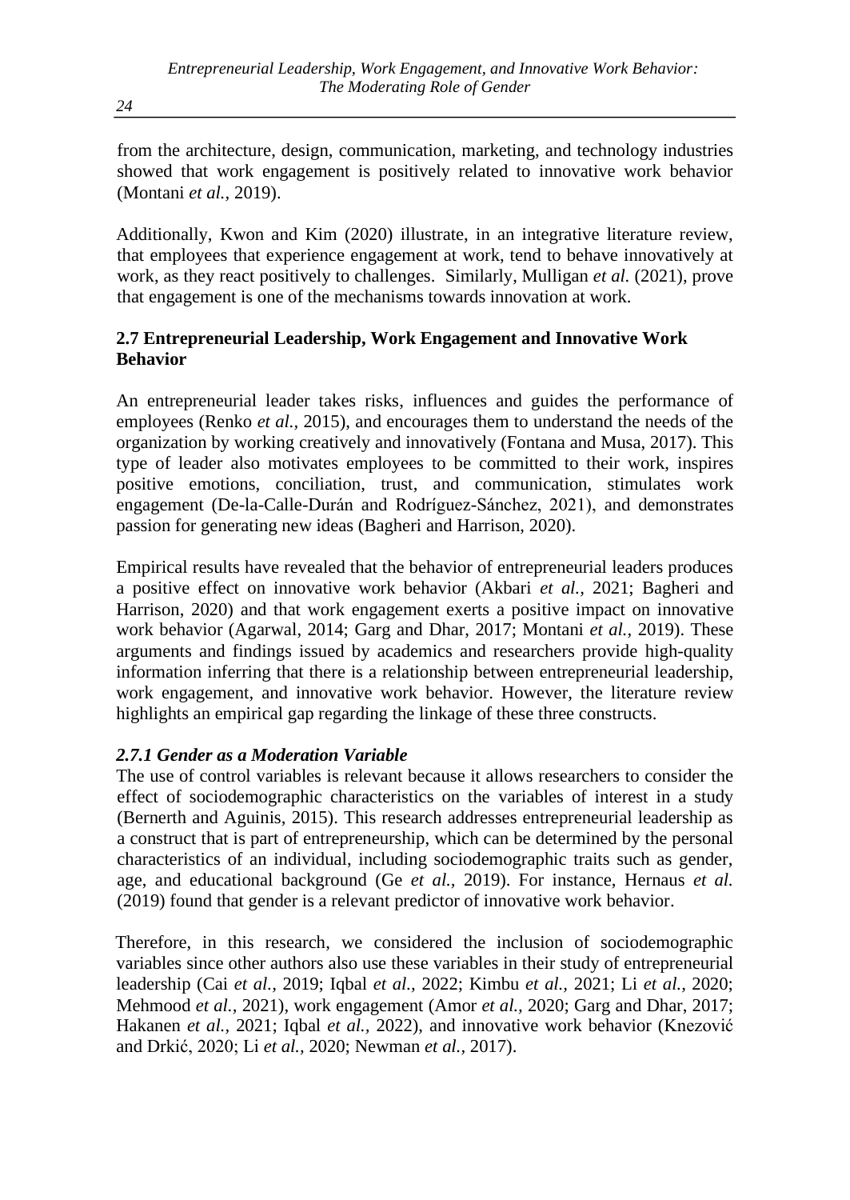from the architecture, design, communication, marketing, and technology industries showed that work engagement is positively related to innovative work behavior (Montani *et al.*, 2019).

Additionally, Kwon and Kim (2020) illustrate, in an integrative literature review, that employees that experience engagement at work, tend to behave innovatively at work, as they react positively to challenges. Similarly, Mulligan *et al.* (2021), prove that engagement is one of the mechanisms towards innovation at work.

### 2.7 Entrepreneurial Leadership, Work Engagement and Innovative Work Behavior

An entrepreneurial leader takes risks, influences and guides the performance of employees (Renko *et al.*, 2015), and encourages them to understand the needs of the organization by working creatively and innovatively (Fontana and Musa, 2017). This type of leader also motivates employees to be committed to their work, inspires positive emotions, conciliation, trust, and communication, stimulates work engagement (De-la-Calle-Durán and Rodríguez-Sánchez, 2021), and demonstrates passion for generating new ideas (Bagheri and Harrison, 2020).

Empirical results have revealed that the behavior of entrepreneurial leaders produces a positive effect on innovative work behavior (Akbari *et al.*, 2021; Bagheri and Harrison, 2020) and that work engagement exerts a positive impact on innovative work behavior (Agarwal, 2014; Garg and Dhar, 2017; Montani *et al.*, 2019). These arguments and findings issued by academics and researchers provide high-quality information inferring that there is a relationship between entrepreneurial leadership, work engagement, and innovative work behavior. However, the literature review highlights an empirical gap regarding the linkage of these three constructs.

#### *2.7.1 Gender as a Moderation Variable*

The use of control variables is relevant because it allows researchers to consider the effect of sociodemographic characteristics on the variables of interest in a study (Bernerth and Aguinis, 2015). This research addresses entrepreneurial leadership as a construct that is part of entrepreneurship, which can be determined by the personal characteristics of an individual, including sociodemographic traits such as gender, age, and educational background (Ge *et al.*, 2019). For instance, Hernaus *et al.* (2019) found that gender is a relevant predictor of innovative work behavior.

Therefore, in this research, we considered the inclusion of sociodemographic variables since other authors also use these variables in their study of entrepreneurial leadership (Cai *et al.*, 2019; Iqbal *et al.*, 2022; Kimbu *et al.*, 2021; Li *et al.*, 2020; Mehmood *et al.*, 2021), work engagement (Amor *et al.*, 2020; Garg and Dhar, 2017; Hakanen *et al.*, 2021; Iqbal *et al.*, 2022), and innovative work behavior (Knezović and Drkić, 2020; Li *et al.*, 2020; Newman *et al.*, 2017).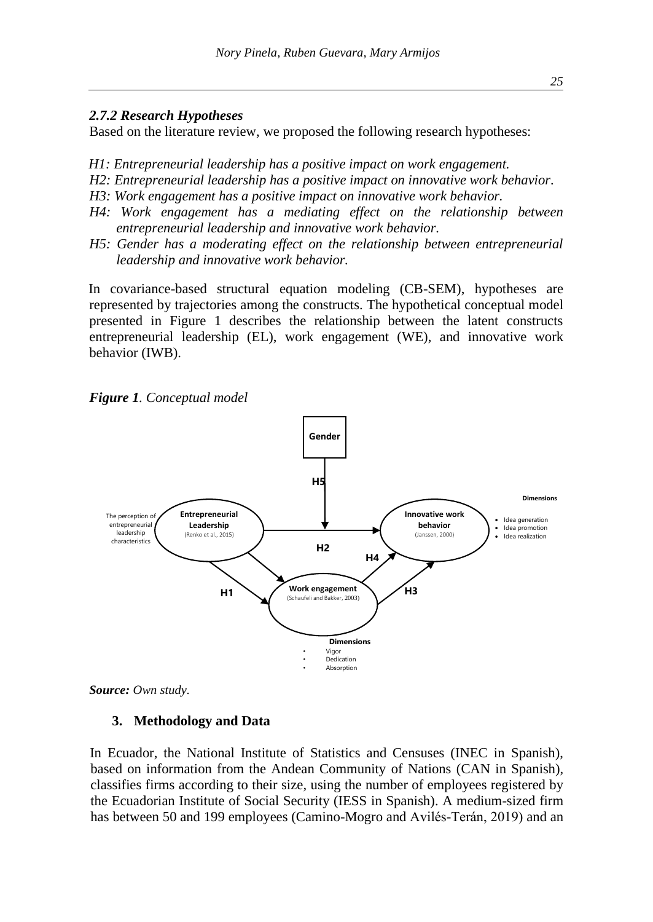### *2.7.2 Research Hypotheses*

Based on the literature review, we proposed the following research hypotheses:

*H1: Entrepreneurial leadership has a positive impact on work engagement.*
*H2: Entrepreneurial leadership has a positive impact on innovative work behavior.*
*H3: Work engagement has a positive impact on innovative work behavior.*
*H4: Work engagement has a mediating effect on the relationship between entrepreneurial leadership and innovative work behavior.*
*H5: Gender has a moderating effect on the relationship between entrepreneurial leadership and innovative work behavior.*

In covariance-based structural equation modeling (CB-SEM), hypotheses are represented by trajectories among the constructs. The hypothetical conceptual model presented in Figure 1 describes the relationship between the latent constructs entrepreneurial leadership (EL), work engagement (WE), and innovative work behavior (IWB).

***Figure 1****. Conceptual model*

Gender

H5

The perception of entrepreneurial leadership characteristics

**Entrepreneurial Leadership** (Renko et al., 2015)

H2

**Innovative work behavior** (Janssen, 2000)

**Dimensions**
- Idea generation
- Idea promotion
- Idea realization

H1

H4

**Work engagement** (Schaufeli and Bakker, 2003)

H3

**Dimensions**
- Vigor
- Dedication
- Absorption

***Source:*** *Own study.*

## 3. Methodology and Data

In Ecuador, the National Institute of Statistics and Censuses (INEC in Spanish), based on information from the Andean Community of Nations (CAN in Spanish), classifies firms according to their size, using the number of employees registered by the Ecuadorian Institute of Social Security (IESS in Spanish). A medium-sized firm has between 50 and 199 employees (Camino-Mogro and Avilés-Terán, 2019) and an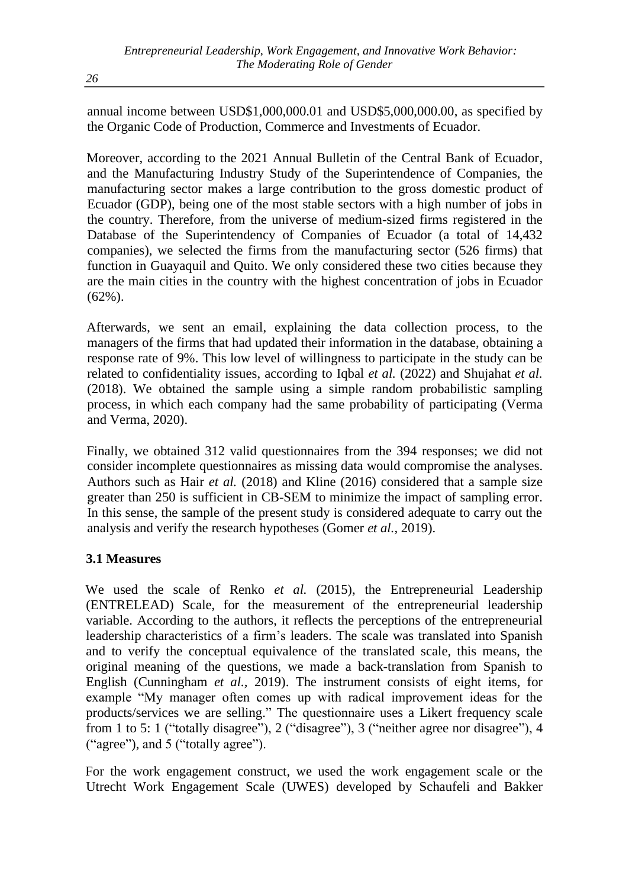annual income between USD$1,000,000.01 and USD$5,000,000.00, as specified by the Organic Code of Production, Commerce and Investments of Ecuador.

Moreover, according to the 2021 Annual Bulletin of the Central Bank of Ecuador, and the Manufacturing Industry Study of the Superintendence of Companies, the manufacturing sector makes a large contribution to the gross domestic product of Ecuador (GDP), being one of the most stable sectors with a high number of jobs in the country. Therefore, from the universe of medium-sized firms registered in the Database of the Superintendency of Companies of Ecuador (a total of 14,432 companies), we selected the firms from the manufacturing sector (526 firms) that function in Guayaquil and Quito. We only considered these two cities because they are the main cities in the country with the highest concentration of jobs in Ecuador (62%).

Afterwards, we sent an email, explaining the data collection process, to the managers of the firms that had updated their information in the database, obtaining a response rate of 9%. This low level of willingness to participate in the study can be related to confidentiality issues, according to Iqbal *et al.* (2022) and Shujahat *et al.* (2018). We obtained the sample using a simple random probabilistic sampling process, in which each company had the same probability of participating (Verma and Verma, 2020).

Finally, we obtained 312 valid questionnaires from the 394 responses; we did not consider incomplete questionnaires as missing data would compromise the analyses. Authors such as Hair *et al.* (2018) and Kline (2016) considered that a sample size greater than 250 is sufficient in CB-SEM to minimize the impact of sampling error. In this sense, the sample of the present study is considered adequate to carry out the analysis and verify the research hypotheses (Gomer *et al.*, 2019).

### 3.1 Measures

We used the scale of Renko *et al.* (2015), the Entrepreneurial Leadership (ENTRELEAD) Scale, for the measurement of the entrepreneurial leadership variable. According to the authors, it reflects the perceptions of the entrepreneurial leadership characteristics of a firm's leaders. The scale was translated into Spanish and to verify the conceptual equivalence of the translated scale, this means, the original meaning of the questions, we made a back-translation from Spanish to English (Cunningham *et al.*, 2019). The instrument consists of eight items, for example "My manager often comes up with radical improvement ideas for the products/services we are selling." The questionnaire uses a Likert frequency scale from 1 to 5: 1 ("totally disagree"), 2 ("disagree"), 3 ("neither agree nor disagree"), 4 ("agree"), and 5 ("totally agree").

For the work engagement construct, we used the work engagement scale or the Utrecht Work Engagement Scale (UWES) developed by Schaufeli and Bakker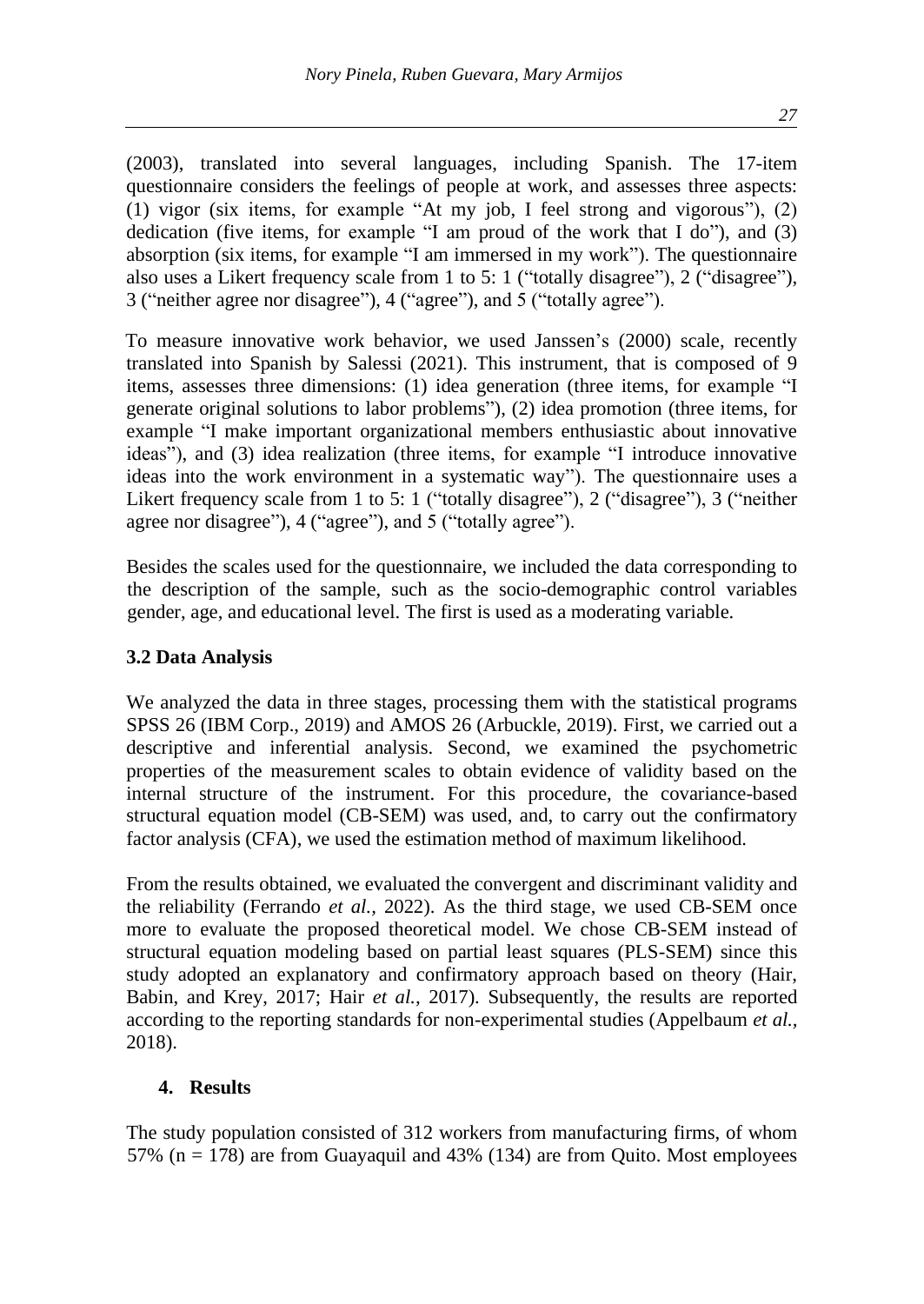(2003), translated into several languages, including Spanish. The 17-item questionnaire considers the feelings of people at work, and assesses three aspects: (1) vigor (six items, for example "At my job, I feel strong and vigorous"), (2) dedication (five items, for example "I am proud of the work that I do"), and (3) absorption (six items, for example "I am immersed in my work"). The questionnaire also uses a Likert frequency scale from 1 to 5: 1 ("totally disagree"), 2 ("disagree"), 3 ("neither agree nor disagree"), 4 ("agree"), and 5 ("totally agree").

To measure innovative work behavior, we used Janssen's (2000) scale, recently translated into Spanish by Salessi (2021). This instrument, that is composed of 9 items, assesses three dimensions: (1) idea generation (three items, for example "I generate original solutions to labor problems"), (2) idea promotion (three items, for example "I make important organizational members enthusiastic about innovative ideas"), and (3) idea realization (three items, for example "I introduce innovative ideas into the work environment in a systematic way"). The questionnaire uses a Likert frequency scale from 1 to 5: 1 ("totally disagree"), 2 ("disagree"), 3 ("neither agree nor disagree"), 4 ("agree"), and 5 ("totally agree").

Besides the scales used for the questionnaire, we included the data corresponding to the description of the sample, such as the socio-demographic control variables gender, age, and educational level. The first is used as a moderating variable.

### 3.2 Data Analysis

We analyzed the data in three stages, processing them with the statistical programs SPSS 26 (IBM Corp., 2019) and AMOS 26 (Arbuckle, 2019). First, we carried out a descriptive and inferential analysis. Second, we examined the psychometric properties of the measurement scales to obtain evidence of validity based on the internal structure of the instrument. For this procedure, the covariance-based structural equation model (CB-SEM) was used, and, to carry out the confirmatory factor analysis (CFA), we used the estimation method of maximum likelihood.

From the results obtained, we evaluated the convergent and discriminant validity and the reliability (Ferrando *et al.,* 2022). As the third stage, we used CB-SEM once more to evaluate the proposed theoretical model. We chose CB-SEM instead of structural equation modeling based on partial least squares (PLS-SEM) since this study adopted an explanatory and confirmatory approach based on theory (Hair, Babin, and Krey, 2017; Hair *et al.,* 2017). Subsequently, the results are reported according to the reporting standards for non-experimental studies (Appelbaum *et al.,* 2018).

## 4. Results

The study population consisted of 312 workers from manufacturing firms, of whom 57% (n = 178) are from Guayaquil and 43% (134) are from Quito. Most employees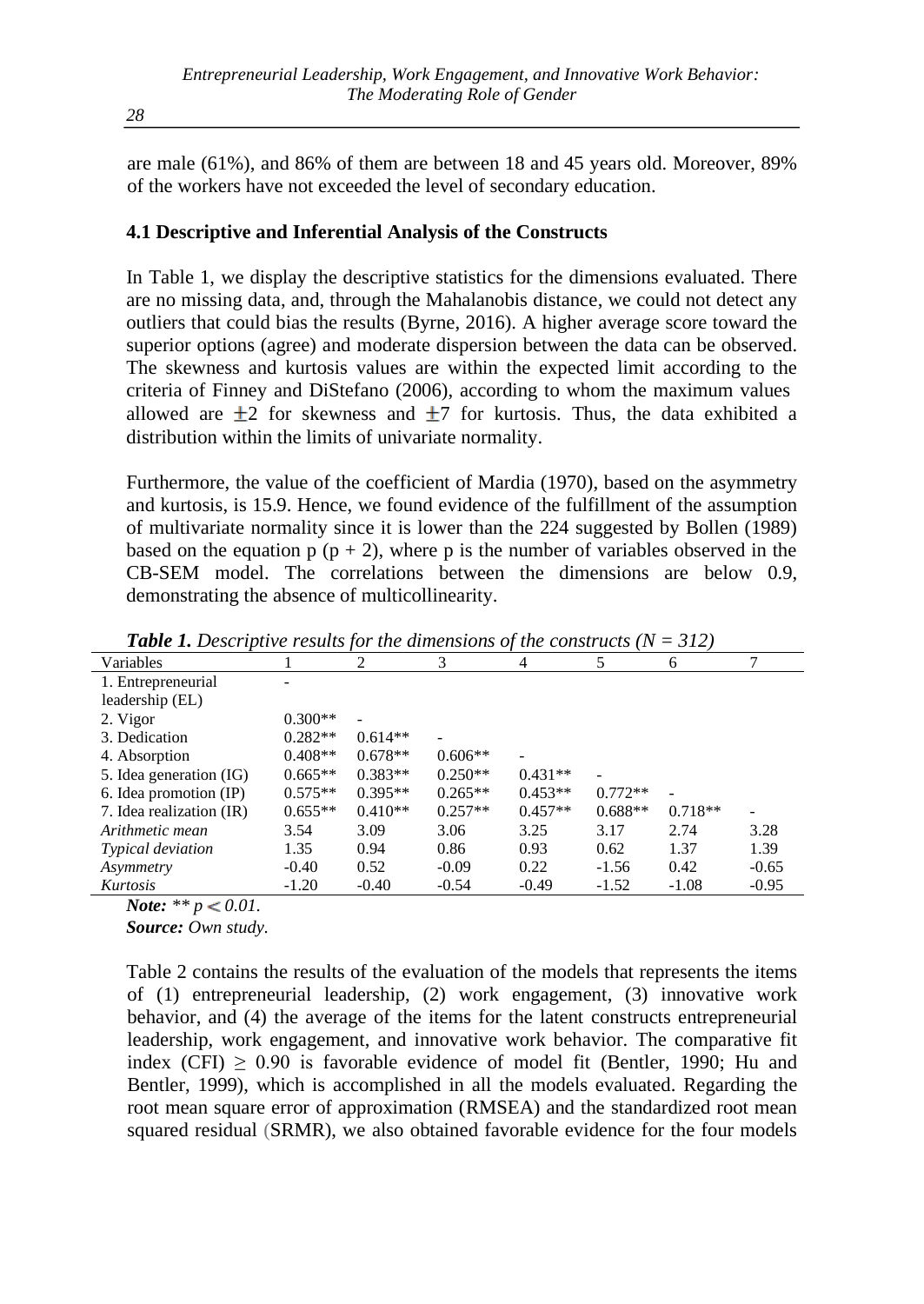are male (61%), and 86% of them are between 18 and 45 years old. Moreover, 89% of the workers have not exceeded the level of secondary education.

### 4.1 Descriptive and Inferential Analysis of the Constructs

In Table 1, we display the descriptive statistics for the dimensions evaluated. There are no missing data, and, through the Mahalanobis distance, we could not detect any outliers that could bias the results (Byrne, 2016). A higher average score toward the superior options (agree) and moderate dispersion between the data can be observed. The skewness and kurtosis values are within the expected limit according to the criteria of Finney and DiStefano (2006), according to whom the maximum values allowed are ±2 for skewness and ±7 for kurtosis. Thus, the data exhibited a distribution within the limits of univariate normality.

Furthermore, the value of the coefficient of Mardia (1970), based on the asymmetry and kurtosis, is 15.9. Hence, we found evidence of the fulfillment of the assumption of multivariate normality since it is lower than the 224 suggested by Bollen (1989) based on the equation $p\ (p + 2)$, where p is the number of variables observed in the CB-SEM model. The correlations between the dimensions are below 0.9, demonstrating the absence of multicollinearity.

***Table 1.*** *Descriptive results for the dimensions of the constructs (N = 312)*

| Variables | 1 | 2 | 3 | 4 | 5 | 6 | 7 |
|---|---|---|---|---|---|---|---|
| 1. Entrepreneurial leadership (EL) | - | | | | | | |
| 2. Vigor | 0.300** | - | | | | | |
| 3. Dedication | 0.282** | 0.614** | - | | | | |
| 4. Absorption | 0.408** | 0.678** | 0.606** | - | | | |
| 5. Idea generation (IG) | 0.665** | 0.383** | 0.250** | 0.431** | - | | |
| 6. Idea promotion (IP) | 0.575** | 0.395** | 0.265** | 0.453** | 0.772** | - | |
| 7. Idea realization (IR) | 0.655** | 0.410** | 0.257** | 0.457** | 0.688** | 0.718** | - |
| *Arithmetic mean* | 3.54 | 3.09 | 3.06 | 3.25 | 3.17 | 2.74 | 3.28 |
| *Typical deviation* | 1.35 | 0.94 | 0.86 | 0.93 | 0.62 | 1.37 | 1.39 |
| *Asymmetry* | -0.40 | 0.52 | -0.09 | 0.22 | -1.56 | 0.42 | -0.65 |
| *Kurtosis* | -1.20 | -0.40 | -0.54 | -0.49 | -1.52 | -1.08 | -0.95 |

***Note:*** *** $p < 0.01$.*
***Source:*** *Own study.*

Table 2 contains the results of the evaluation of the models that represents the items of (1) entrepreneurial leadership, (2) work engagement, (3) innovative work behavior, and (4) the average of the items for the latent constructs entrepreneurial leadership, work engagement, and innovative work behavior. The comparative fit index (CFI) $\geq 0.90$ is favorable evidence of model fit (Bentler, 1990; Hu and Bentler, 1999), which is accomplished in all the models evaluated. Regarding the root mean square error of approximation (RMSEA) and the standardized root mean squared residual (SRMR), we also obtained favorable evidence for the four models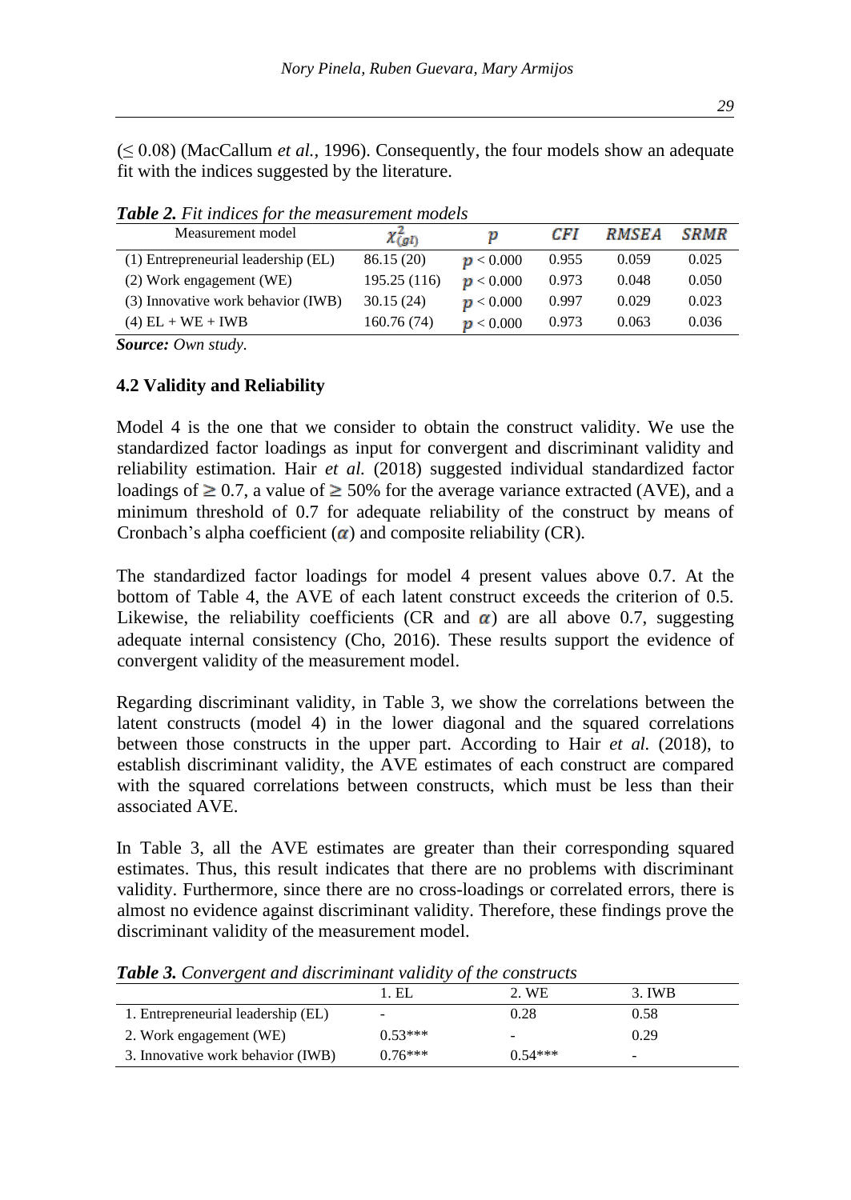(≤ 0.08) (MacCallum *et al.*, 1996). Consequently, the four models show an adequate fit with the indices suggested by the literature.

***Table 2.*** *Fit indices for the measurement models*

| Measurement model | $\chi^2_{(gl)}$ | $p$ | $CFI$ | $RMSEA$ | $SRMR$ |
|---|---|---|---|---|---|
| (1) Entrepreneurial leadership (EL) | 86.15 (20) | $p < 0.000$ | 0.955 | 0.059 | 0.025 |
| (2) Work engagement (WE) | 195.25 (116) | $p < 0.000$ | 0.973 | 0.048 | 0.050 |
| (3) Innovative work behavior (IWB) | 30.15 (24) | $p < 0.000$ | 0.997 | 0.029 | 0.023 |
| (4) EL + WE + IWB | 160.76 (74) | $p < 0.000$ | 0.973 | 0.063 | 0.036 |

***Source:*** *Own study.*

### 4.2 Validity and Reliability

Model 4 is the one that we consider to obtain the construct validity. We use the standardized factor loadings as input for convergent and discriminant validity and reliability estimation. Hair *et al.* (2018) suggested individual standardized factor loadings of $\geq 0.7$, a value of $\geq 50\%$ for the average variance extracted (AVE), and a minimum threshold of 0.7 for adequate reliability of the construct by means of Cronbach's alpha coefficient ($\alpha$) and composite reliability (CR).

The standardized factor loadings for model 4 present values above 0.7. At the bottom of Table 4, the AVE of each latent construct exceeds the criterion of 0.5. Likewise, the reliability coefficients (CR and $\alpha$) are all above 0.7, suggesting adequate internal consistency (Cho, 2016). These results support the evidence of convergent validity of the measurement model.

Regarding discriminant validity, in Table 3, we show the correlations between the latent constructs (model 4) in the lower diagonal and the squared correlations between those constructs in the upper part. According to Hair *et al.* (2018), to establish discriminant validity, the AVE estimates of each construct are compared with the squared correlations between constructs, which must be less than their associated AVE.

In Table 3, all the AVE estimates are greater than their corresponding squared estimates. Thus, this result indicates that there are no problems with discriminant validity. Furthermore, since there are no cross-loadings or correlated errors, there is almost no evidence against discriminant validity. Therefore, these findings prove the discriminant validity of the measurement model.

***Table 3.*** *Convergent and discriminant validity of the constructs*

| | 1. EL | 2. WE | 3. IWB |
|---|---|---|---|
| 1. Entrepreneurial leadership (EL) | - | 0.28 | 0.58 |
| 2. Work engagement (WE) | 0.53*** | - | 0.29 |
| 3. Innovative work behavior (IWB) | 0.76*** | 0.54*** | - |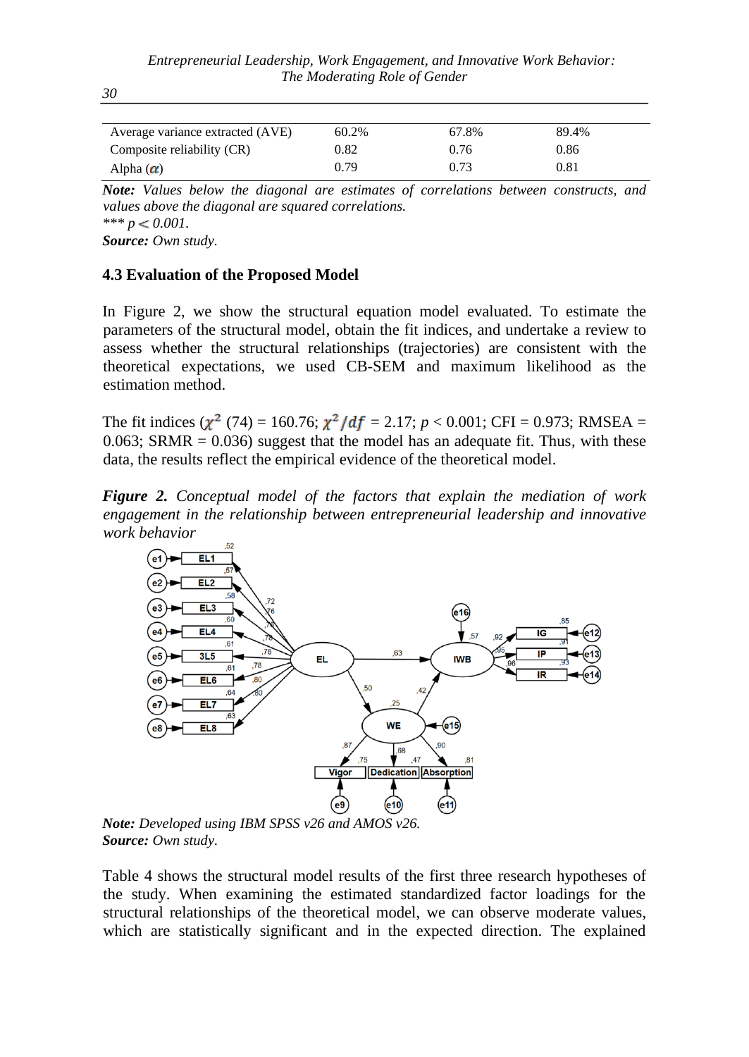| Average variance extracted (AVE) | 60.2% | 67.8% | 89.4% |
|---|---|---|---|
| Composite reliability (CR) | 0.82 | 0.76 | 0.86 |
| Alpha ($\alpha$) | 0.79 | 0.73 | 0.81 |

***Note:*** *Values below the diagonal are estimates of correlations between constructs, and values above the diagonal are squared correlations.*
*\*\*\* $p < 0.001$.*
***Source:*** *Own study.*

### 4.3 Evaluation of the Proposed Model

In Figure 2, we show the structural equation model evaluated. To estimate the parameters of the structural model, obtain the fit indices, and undertake a review to assess whether the structural relationships (trajectories) are consistent with the theoretical expectations, we used CB-SEM and maximum likelihood as the estimation method.

The fit indices ($\chi^2$ (74) = 160.76; $\chi^2/df$ = 2.17; $p < 0.001$; CFI = 0.973; RMSEA = 0.063; SRMR = 0.036) suggest that the model has an adequate fit. Thus, with these data, the results reflect the empirical evidence of the theoretical model.

***Figure 2.*** *Conceptual model of the factors that explain the mediation of work engagement in the relationship between entrepreneurial leadership and innovative work behavior*

***Note:*** *Developed using IBM SPSS v26 and AMOS v26.*
***Source:*** *Own study.*

Table 4 shows the structural model results of the first three research hypotheses of the study. When examining the estimated standardized factor loadings for the structural relationships of the theoretical model, we can observe moderate values, which are statistically significant and in the expected direction. The explained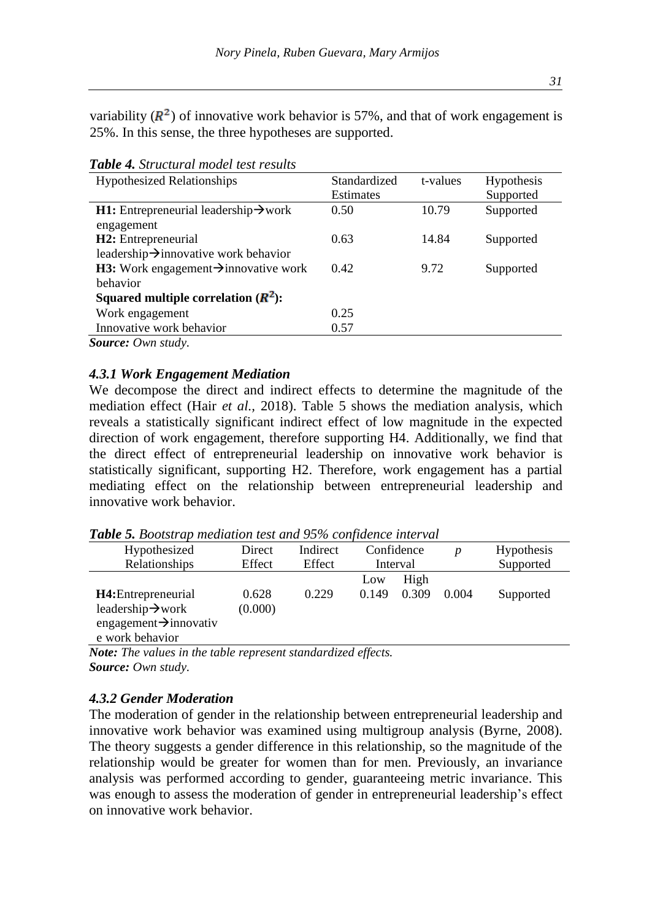variability ($R^2$) of innovative work behavior is 57%, and that of work engagement is 25%. In this sense, the three hypotheses are supported.

***Table 4.*** *Structural model test results*

| Hypothesized Relationships | Standardized Estimates | t-values | Hypothesis Supported |
|---|---|---|---|
| **H1:** Entrepreneurial leadership→work engagement | 0.50 | 10.79 | Supported |
| **H2:** Entrepreneurial leadership→innovative work behavior | 0.63 | 14.84 | Supported |
| **H3:** Work engagement→innovative work behavior | 0.42 | 9.72 | Supported |
| **Squared multiple correlation ($R^2$):** | | | |
| Work engagement | 0.25 | | |
| Innovative work behavior | 0.57 | | |

***Source:*** *Own study.*

### *4.3.1 Work Engagement Mediation*

We decompose the direct and indirect effects to determine the magnitude of the mediation effect (Hair *et al.*, 2018). Table 5 shows the mediation analysis, which reveals a statistically significant indirect effect of low magnitude in the expected direction of work engagement, therefore supporting H4. Additionally, we find that the direct effect of entrepreneurial leadership on innovative work behavior is statistically significant, supporting H2. Therefore, work engagement has a partial mediating effect on the relationship between entrepreneurial leadership and innovative work behavior.

***Table 5.*** *Bootstrap mediation test and 95% confidence interval*

| Hypothesized Relationships | Direct Effect | Indirect Effect | Confidence Interval | | $p$ | Hypothesis Supported |
|---|---|---|---|---|---|---|
| | | | Low | High | | |
| **H4:** Entrepreneurial leadership→work engagement→innovative work behavior | 0.628 (0.000) | 0.229 | 0.149 | 0.309 | 0.004 | Supported |

***Note:*** *The values in the table represent standardized effects.*
***Source:*** *Own study.*

### *4.3.2 Gender Moderation*

The moderation of gender in the relationship between entrepreneurial leadership and innovative work behavior was examined using multigroup analysis (Byrne, 2008). The theory suggests a gender difference in this relationship, so the magnitude of the relationship would be greater for women than for men. Previously, an invariance analysis was performed according to gender, guaranteeing metric invariance. This was enough to assess the moderation of gender in entrepreneurial leadership's effect on innovative work behavior.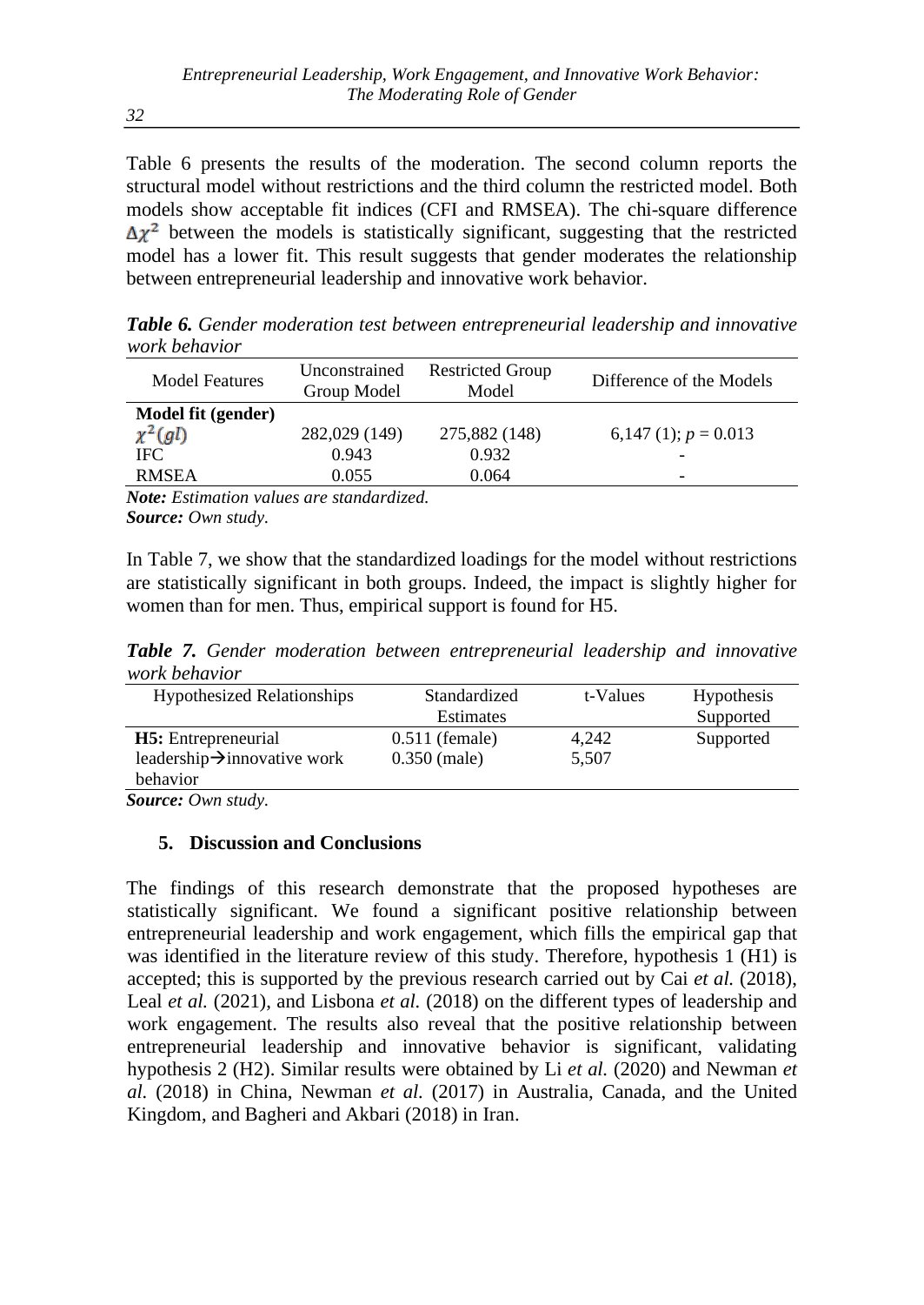Table 6 presents the results of the moderation. The second column reports the structural model without restrictions and the third column the restricted model. Both models show acceptable fit indices (CFI and RMSEA). The chi-square difference $\Delta\chi^2$ between the models is statistically significant, suggesting that the restricted model has a lower fit. This result suggests that gender moderates the relationship between entrepreneurial leadership and innovative work behavior.

***Table 6.*** *Gender moderation test between entrepreneurial leadership and innovative work behavior*

| Model Features | Unconstrained Group Model | Restricted Group Model | Difference of the Models |
|---|---|---|---|
| **Model fit (gender)** | | | |
| $\chi^2(gl)$ | 282,029 (149) | 275,882 (148) | 6,147 (1); $p = 0.013$ |
| IFC | 0.943 | 0.932 | - |
| RMSEA | 0.055 | 0.064 | - |

***Note:*** *Estimation values are standardized.*
***Source:*** *Own study.*

In Table 7, we show that the standardized loadings for the model without restrictions are statistically significant in both groups. Indeed, the impact is slightly higher for women than for men. Thus, empirical support is found for H5.

***Table 7.*** *Gender moderation between entrepreneurial leadership and innovative work behavior*

| Hypothesized Relationships | Standardized Estimates | t-Values | Hypothesis Supported |
|---|---|---|---|
| **H5:** Entrepreneurial leadership→innovative work behavior | 0.511 (female)<br>0.350 (male) | 4,242<br>5,507 | Supported |

***Source:*** *Own study.*

## 5. Discussion and Conclusions

The findings of this research demonstrate that the proposed hypotheses are statistically significant. We found a significant positive relationship between entrepreneurial leadership and work engagement, which fills the empirical gap that was identified in the literature review of this study. Therefore, hypothesis 1 (H1) is accepted; this is supported by the previous research carried out by Cai *et al.* (2018), Leal *et al.* (2021), and Lisbona *et al.* (2018) on the different types of leadership and work engagement. The results also reveal that the positive relationship between entrepreneurial leadership and innovative behavior is significant, validating hypothesis 2 (H2). Similar results were obtained by Li *et al.* (2020) and Newman *et al.* (2018) in China, Newman *et al.* (2017) in Australia, Canada, and the United Kingdom, and Bagheri and Akbari (2018) in Iran.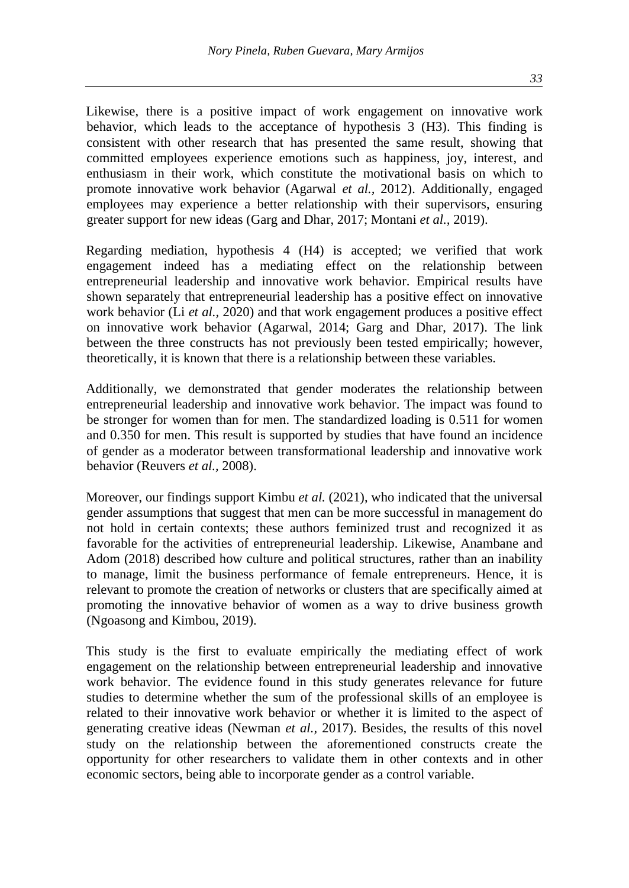Likewise, there is a positive impact of work engagement on innovative work behavior, which leads to the acceptance of hypothesis 3 (H3). This finding is consistent with other research that has presented the same result, showing that committed employees experience emotions such as happiness, joy, interest, and enthusiasm in their work, which constitute the motivational basis on which to promote innovative work behavior (Agarwal *et al.,* 2012). Additionally, engaged employees may experience a better relationship with their supervisors, ensuring greater support for new ideas (Garg and Dhar, 2017; Montani *et al.,* 2019).

Regarding mediation, hypothesis 4 (H4) is accepted; we verified that work engagement indeed has a mediating effect on the relationship between entrepreneurial leadership and innovative work behavior. Empirical results have shown separately that entrepreneurial leadership has a positive effect on innovative work behavior (Li *et al.,* 2020) and that work engagement produces a positive effect on innovative work behavior (Agarwal, 2014; Garg and Dhar, 2017). The link between the three constructs has not previously been tested empirically; however, theoretically, it is known that there is a relationship between these variables.

Additionally, we demonstrated that gender moderates the relationship between entrepreneurial leadership and innovative work behavior. The impact was found to be stronger for women than for men. The standardized loading is 0.511 for women and 0.350 for men. This result is supported by studies that have found an incidence of gender as a moderator between transformational leadership and innovative work behavior (Reuvers *et al.,* 2008).

Moreover, our findings support Kimbu *et al.* (2021), who indicated that the universal gender assumptions that suggest that men can be more successful in management do not hold in certain contexts; these authors feminized trust and recognized it as favorable for the activities of entrepreneurial leadership. Likewise, Anambane and Adom (2018) described how culture and political structures, rather than an inability to manage, limit the business performance of female entrepreneurs. Hence, it is relevant to promote the creation of networks or clusters that are specifically aimed at promoting the innovative behavior of women as a way to drive business growth (Ngoasong and Kimbou, 2019).

This study is the first to evaluate empirically the mediating effect of work engagement on the relationship between entrepreneurial leadership and innovative work behavior. The evidence found in this study generates relevance for future studies to determine whether the sum of the professional skills of an employee is related to their innovative work behavior or whether it is limited to the aspect of generating creative ideas (Newman *et al.,* 2017). Besides, the results of this novel study on the relationship between the aforementioned constructs create the opportunity for other researchers to validate them in other contexts and in other economic sectors, being able to incorporate gender as a control variable.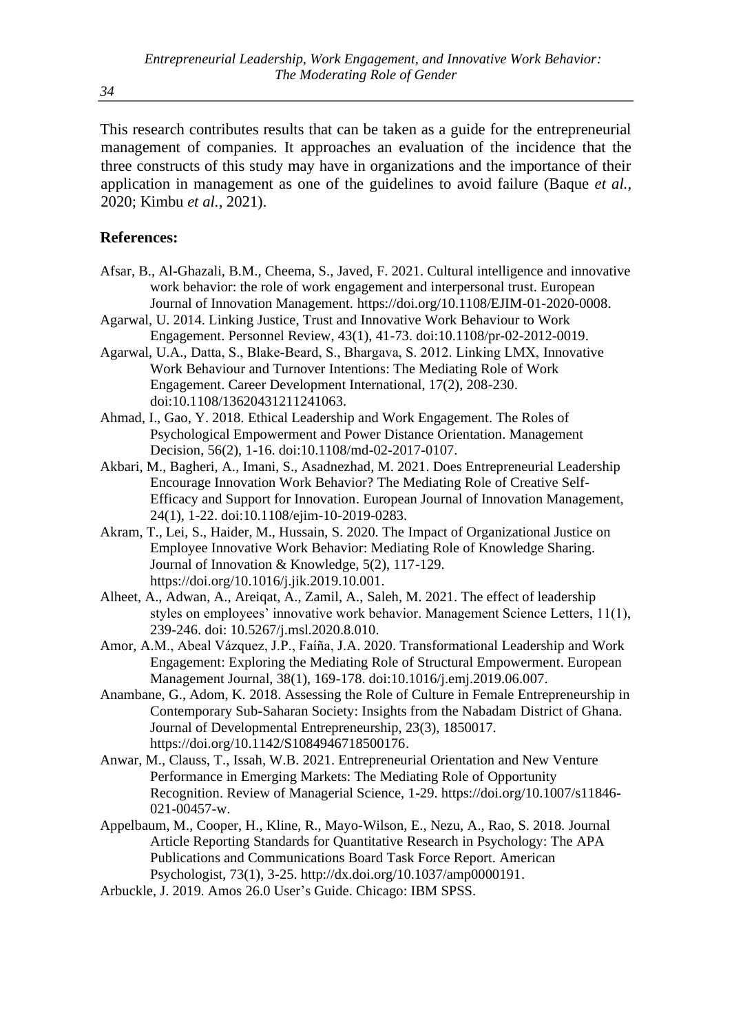This research contributes results that can be taken as a guide for the entrepreneurial management of companies. It approaches an evaluation of the incidence that the three constructs of this study may have in organizations and the importance of their application in management as one of the guidelines to avoid failure (Baque *et al.*, 2020; Kimbu *et al.*, 2021).

**References:**

Afsar, B., Al-Ghazali, B.M., Cheema, S., Javed, F. 2021. Cultural intelligence and innovative work behavior: the role of work engagement and interpersonal trust. European Journal of Innovation Management. https://doi.org/10.1108/EJIM-01-2020-0008.

Agarwal, U. 2014. Linking Justice, Trust and Innovative Work Behaviour to Work Engagement. Personnel Review, 43(1), 41-73. doi:10.1108/pr-02-2012-0019.

Agarwal, U.A., Datta, S., Blake-Beard, S., Bhargava, S. 2012. Linking LMX, Innovative Work Behaviour and Turnover Intentions: The Mediating Role of Work Engagement. Career Development International, 17(2), 208-230. doi:10.1108/13620431211241063.

Ahmad, I., Gao, Y. 2018. Ethical Leadership and Work Engagement. The Roles of Psychological Empowerment and Power Distance Orientation. Management Decision, 56(2), 1-16. doi:10.1108/md-02-2017-0107.

Akbari, M., Bagheri, A., Imani, S., Asadnezhad, M. 2021. Does Entrepreneurial Leadership Encourage Innovation Work Behavior? The Mediating Role of Creative Self-Efficacy and Support for Innovation. European Journal of Innovation Management, 24(1), 1-22. doi:10.1108/ejim-10-2019-0283.

Akram, T., Lei, S., Haider, M., Hussain, S. 2020. The Impact of Organizational Justice on Employee Innovative Work Behavior: Mediating Role of Knowledge Sharing. Journal of Innovation & Knowledge, 5(2), 117-129. https://doi.org/10.1016/j.jik.2019.10.001.

Alheet, A., Adwan, A., Areiqat, A., Zamil, A., Saleh, M. 2021. The effect of leadership styles on employees' innovative work behavior. Management Science Letters, 11(1), 239-246. doi: 10.5267/j.msl.2020.8.010.

Amor, A.M., Abeal Vázquez, J.P., Faíña, J.A. 2020. Transformational Leadership and Work Engagement: Exploring the Mediating Role of Structural Empowerment. European Management Journal, 38(1), 169-178. doi:10.1016/j.emj.2019.06.007.

Anambane, G., Adom, K. 2018. Assessing the Role of Culture in Female Entrepreneurship in Contemporary Sub-Saharan Society: Insights from the Nabadam District of Ghana. Journal of Developmental Entrepreneurship, 23(3), 1850017. https://doi.org/10.1142/S1084946718500176.

Anwar, M., Clauss, T., Issah, W.B. 2021. Entrepreneurial Orientation and New Venture Performance in Emerging Markets: The Mediating Role of Opportunity Recognition. Review of Managerial Science, 1-29. https://doi.org/10.1007/s11846-021-00457-w.

Appelbaum, M., Cooper, H., Kline, R., Mayo-Wilson, E., Nezu, A., Rao, S. 2018. Journal Article Reporting Standards for Quantitative Research in Psychology: The APA Publications and Communications Board Task Force Report. American Psychologist, 73(1), 3-25. http://dx.doi.org/10.1037/amp0000191.

Arbuckle, J. 2019. Amos 26.0 User's Guide. Chicago: IBM SPSS.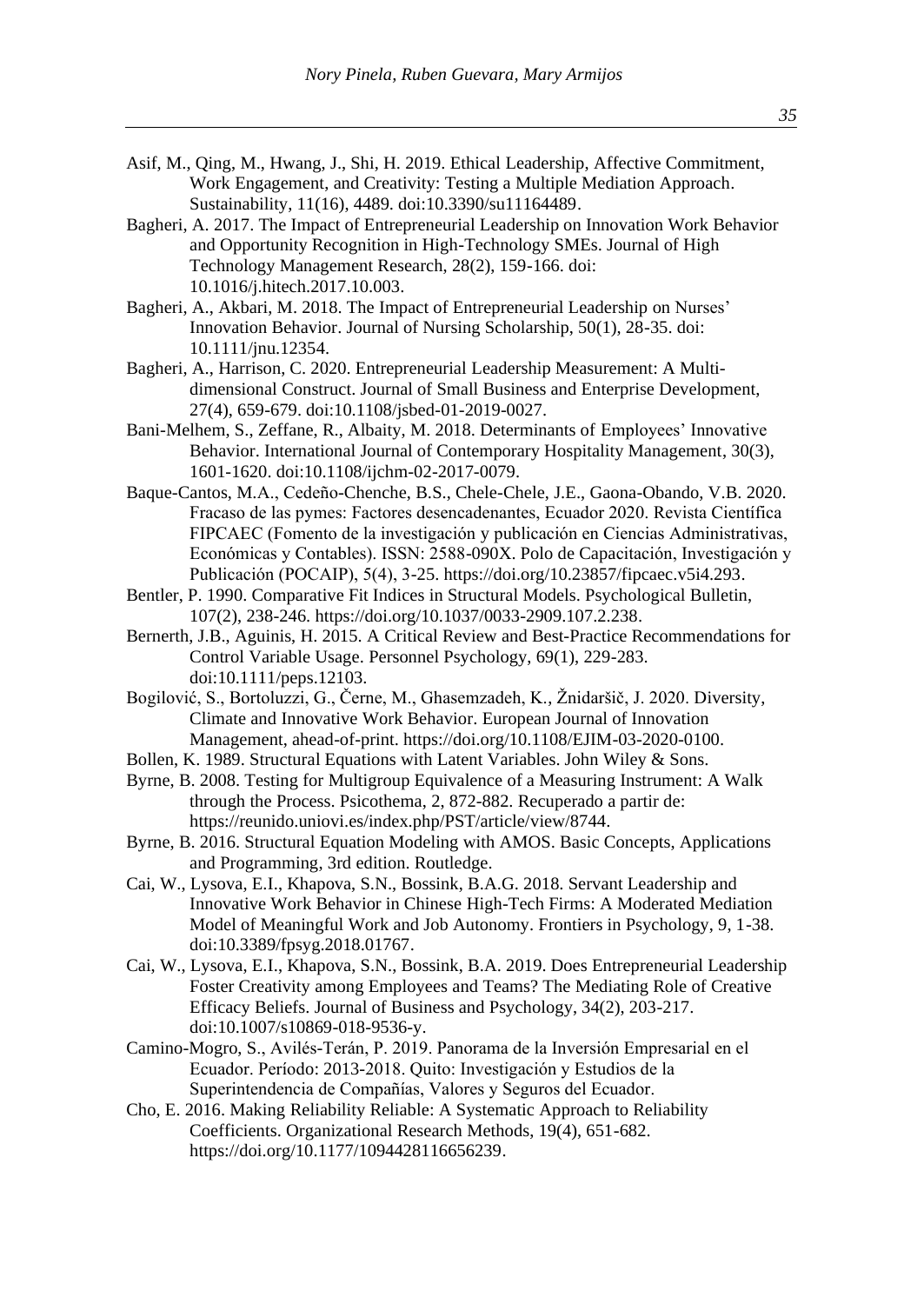Asif, M., Qing, M., Hwang, J., Shi, H. 2019. Ethical Leadership, Affective Commitment, Work Engagement, and Creativity: Testing a Multiple Mediation Approach. Sustainability, 11(16), 4489. doi:10.3390/su11164489.

Bagheri, A. 2017. The Impact of Entrepreneurial Leadership on Innovation Work Behavior and Opportunity Recognition in High-Technology SMEs. Journal of High Technology Management Research, 28(2), 159-166. doi: 10.1016/j.hitech.2017.10.003.

Bagheri, A., Akbari, M. 2018. The Impact of Entrepreneurial Leadership on Nurses' Innovation Behavior. Journal of Nursing Scholarship, 50(1), 28-35. doi: 10.1111/jnu.12354.

Bagheri, A., Harrison, C. 2020. Entrepreneurial Leadership Measurement: A Multi-dimensional Construct. Journal of Small Business and Enterprise Development, 27(4), 659-679. doi:10.1108/jsbed-01-2019-0027.

Bani-Melhem, S., Zeffane, R., Albaity, M. 2018. Determinants of Employees' Innovative Behavior. International Journal of Contemporary Hospitality Management, 30(3), 1601-1620. doi:10.1108/ijchm-02-2017-0079.

Baque-Cantos, M.A., Cedeño-Chenche, B.S., Chele-Chele, J.E., Gaona-Obando, V.B. 2020. Fracaso de las pymes: Factores desencadenantes, Ecuador 2020. Revista Científica FIPCAEC (Fomento de la investigación y publicación en Ciencias Administrativas, Económicas y Contables). ISSN: 2588-090X. Polo de Capacitación, Investigación y Publicación (POCAIP), 5(4), 3-25. https://doi.org/10.23857/fipcaec.v5i4.293.

Bentler, P. 1990. Comparative Fit Indices in Structural Models. Psychological Bulletin, 107(2), 238-246. https://doi.org/10.1037/0033-2909.107.2.238.

Bernerth, J.B., Aguinis, H. 2015. A Critical Review and Best-Practice Recommendations for Control Variable Usage. Personnel Psychology, 69(1), 229-283. doi:10.1111/peps.12103.

Bogilović, S., Bortoluzzi, G., Černe, M., Ghasemzadeh, K., Žnidaršič, J. 2020. Diversity, Climate and Innovative Work Behavior. European Journal of Innovation Management, ahead-of-print. https://doi.org/10.1108/EJIM-03-2020-0100.

Bollen, K. 1989. Structural Equations with Latent Variables. John Wiley & Sons.

Byrne, B. 2008. Testing for Multigroup Equivalence of a Measuring Instrument: A Walk through the Process. Psicothema, 2, 872-882. Recuperado a partir de: https://reunido.uniovi.es/index.php/PST/article/view/8744.

Byrne, B. 2016. Structural Equation Modeling with AMOS. Basic Concepts, Applications and Programming, 3rd edition. Routledge.

Cai, W., Lysova, E.I., Khapova, S.N., Bossink, B.A.G. 2018. Servant Leadership and Innovative Work Behavior in Chinese High-Tech Firms: A Moderated Mediation Model of Meaningful Work and Job Autonomy. Frontiers in Psychology, 9, 1-38. doi:10.3389/fpsyg.2018.01767.

Cai, W., Lysova, E.I., Khapova, S.N., Bossink, B.A. 2019. Does Entrepreneurial Leadership Foster Creativity among Employees and Teams? The Mediating Role of Creative Efficacy Beliefs. Journal of Business and Psychology, 34(2), 203-217. doi:10.1007/s10869-018-9536-y.

Camino-Mogro, S., Avilés-Terán, P. 2019. Panorama de la Inversión Empresarial en el Ecuador. Período: 2013-2018. Quito: Investigación y Estudios de la Superintendencia de Compañías, Valores y Seguros del Ecuador.

Cho, E. 2016. Making Reliability Reliable: A Systematic Approach to Reliability Coefficients. Organizational Research Methods, 19(4), 651-682. https://doi.org/10.1177/1094428116656239.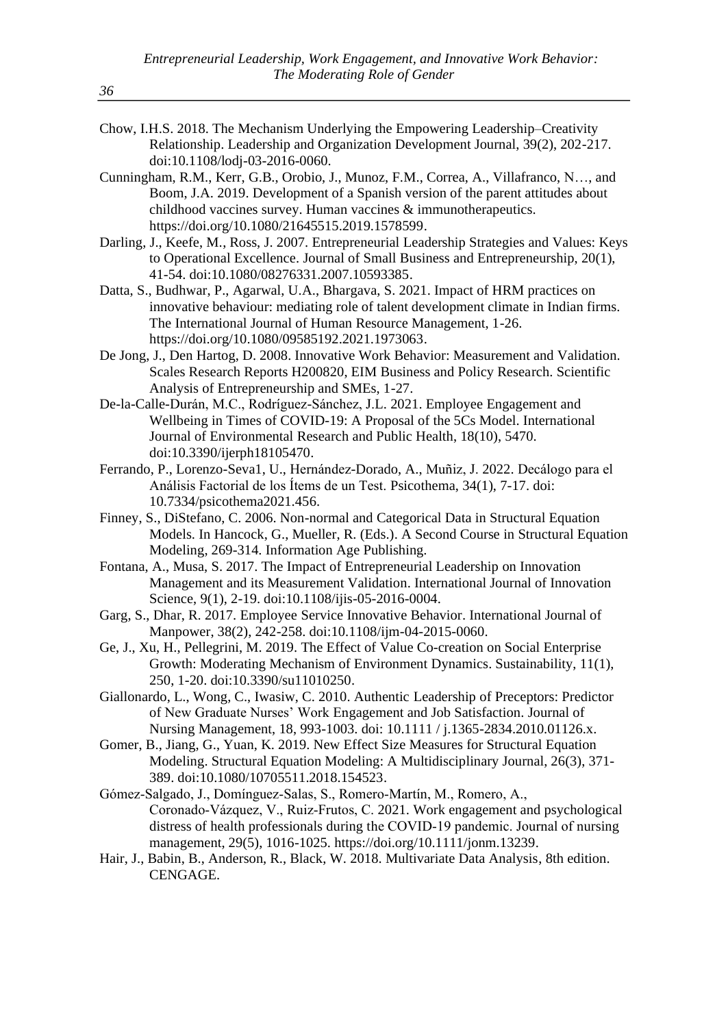Chow, I.H.S. 2018. The Mechanism Underlying the Empowering Leadership–Creativity Relationship. Leadership and Organization Development Journal, 39(2), 202-217. doi:10.1108/lodj-03-2016-0060.

Cunningham, R.M., Kerr, G.B., Orobio, J., Munoz, F.M., Correa, A., Villafranco, N…, and Boom, J.A. 2019. Development of a Spanish version of the parent attitudes about childhood vaccines survey. Human vaccines & immunotherapeutics. https://doi.org/10.1080/21645515.2019.1578599.

Darling, J., Keefe, M., Ross, J. 2007. Entrepreneurial Leadership Strategies and Values: Keys to Operational Excellence. Journal of Small Business and Entrepreneurship, 20(1), 41-54. doi:10.1080/08276331.2007.10593385.

Datta, S., Budhwar, P., Agarwal, U.A., Bhargava, S. 2021. Impact of HRM practices on innovative behaviour: mediating role of talent development climate in Indian firms. The International Journal of Human Resource Management, 1-26. https://doi.org/10.1080/09585192.2021.1973063.

De Jong, J., Den Hartog, D. 2008. Innovative Work Behavior: Measurement and Validation. Scales Research Reports H200820, EIM Business and Policy Research. Scientific Analysis of Entrepreneurship and SMEs, 1-27.

De-la-Calle-Durán, M.C., Rodríguez-Sánchez, J.L. 2021. Employee Engagement and Wellbeing in Times of COVID-19: A Proposal of the 5Cs Model. International Journal of Environmental Research and Public Health, 18(10), 5470. doi:10.3390/ijerph18105470.

Ferrando, P., Lorenzo-Seva1, U., Hernández-Dorado, A., Muñiz, J. 2022. Decálogo para el Análisis Factorial de los Ítems de un Test. Psicothema, 34(1), 7-17. doi: 10.7334/psicothema2021.456.

Finney, S., DiStefano, C. 2006. Non-normal and Categorical Data in Structural Equation Models. In Hancock, G., Mueller, R. (Eds.). A Second Course in Structural Equation Modeling, 269-314. Information Age Publishing.

Fontana, A., Musa, S. 2017. The Impact of Entrepreneurial Leadership on Innovation Management and its Measurement Validation. International Journal of Innovation Science, 9(1), 2-19. doi:10.1108/ijis-05-2016-0004.

Garg, S., Dhar, R. 2017. Employee Service Innovative Behavior. International Journal of Manpower, 38(2), 242-258. doi:10.1108/ijm-04-2015-0060.

Ge, J., Xu, H., Pellegrini, M. 2019. The Effect of Value Co-creation on Social Enterprise Growth: Moderating Mechanism of Environment Dynamics. Sustainability, 11(1), 250, 1-20. doi:10.3390/su11010250.

Giallonardo, L., Wong, C., Iwasiw, C. 2010. Authentic Leadership of Preceptors: Predictor of New Graduate Nurses' Work Engagement and Job Satisfaction. Journal of Nursing Management, 18, 993-1003. doi: 10.1111 / j.1365-2834.2010.01126.x.

Gomer, B., Jiang, G., Yuan, K. 2019. New Effect Size Measures for Structural Equation Modeling. Structural Equation Modeling: A Multidisciplinary Journal, 26(3), 371-389. doi:10.1080/10705511.2018.154523.

Gómez-Salgado, J., Domínguez-Salas, S., Romero-Martín, M., Romero, A., Coronado-Vázquez, V., Ruiz-Frutos, C. 2021. Work engagement and psychological distress of health professionals during the COVID-19 pandemic. Journal of nursing management, 29(5), 1016-1025. https://doi.org/10.1111/jonm.13239.

Hair, J., Babin, B., Anderson, R., Black, W. 2018. Multivariate Data Analysis, 8th edition. CENGAGE.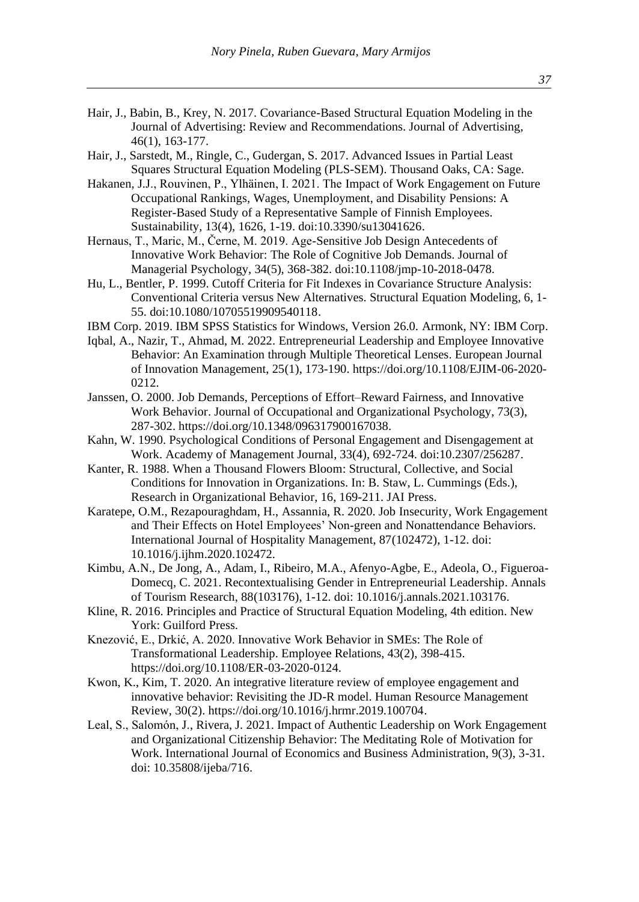Hair, J., Babin, B., Krey, N. 2017. Covariance-Based Structural Equation Modeling in the Journal of Advertising: Review and Recommendations. Journal of Advertising, 46(1), 163-177.

Hair, J., Sarstedt, M., Ringle, C., Gudergan, S. 2017. Advanced Issues in Partial Least Squares Structural Equation Modeling (PLS-SEM). Thousand Oaks, CA: Sage.

Hakanen, J.J., Rouvinen, P., Ylhäinen, I. 2021. The Impact of Work Engagement on Future Occupational Rankings, Wages, Unemployment, and Disability Pensions: A Register-Based Study of a Representative Sample of Finnish Employees. Sustainability, 13(4), 1626, 1-19. doi:10.3390/su13041626.

Hernaus, T., Maric, M., Černe, M. 2019. Age-Sensitive Job Design Antecedents of Innovative Work Behavior: The Role of Cognitive Job Demands. Journal of Managerial Psychology, 34(5), 368-382. doi:10.1108/jmp-10-2018-0478.

Hu, L., Bentler, P. 1999. Cutoff Criteria for Fit Indexes in Covariance Structure Analysis: Conventional Criteria versus New Alternatives. Structural Equation Modeling, 6, 1-55. doi:10.1080/10705519909540118.

IBM Corp. 2019. IBM SPSS Statistics for Windows, Version 26.0. Armonk, NY: IBM Corp.

Iqbal, A., Nazir, T., Ahmad, M. 2022. Entrepreneurial Leadership and Employee Innovative Behavior: An Examination through Multiple Theoretical Lenses. European Journal of Innovation Management, 25(1), 173-190. https://doi.org/10.1108/EJIM-06-2020-0212.

Janssen, O. 2000. Job Demands, Perceptions of Effort–Reward Fairness, and Innovative Work Behavior. Journal of Occupational and Organizational Psychology, 73(3), 287-302. https://doi.org/10.1348/096317900167038.

Kahn, W. 1990. Psychological Conditions of Personal Engagement and Disengagement at Work. Academy of Management Journal, 33(4), 692-724. doi:10.2307/256287.

Kanter, R. 1988. When a Thousand Flowers Bloom: Structural, Collective, and Social Conditions for Innovation in Organizations. In: B. Staw, L. Cummings (Eds.), Research in Organizational Behavior, 16, 169-211. JAI Press.

Karatepe, O.M., Rezapouraghdam, H., Assannia, R. 2020. Job Insecurity, Work Engagement and Their Effects on Hotel Employees' Non-green and Nonattendance Behaviors. International Journal of Hospitality Management, 87(102472), 1-12. doi: 10.1016/j.ijhm.2020.102472.

Kimbu, A.N., De Jong, A., Adam, I., Ribeiro, M.A., Afenyo-Agbe, E., Adeola, O., Figueroa-Domecq, C. 2021. Recontextualising Gender in Entrepreneurial Leadership. Annals of Tourism Research, 88(103176), 1-12. doi: 10.1016/j.annals.2021.103176.

Kline, R. 2016. Principles and Practice of Structural Equation Modeling, 4th edition. New York: Guilford Press.

Knezović, E., Drkić, A. 2020. Innovative Work Behavior in SMEs: The Role of Transformational Leadership. Employee Relations, 43(2), 398-415. https://doi.org/10.1108/ER-03-2020-0124.

Kwon, K., Kim, T. 2020. An integrative literature review of employee engagement and innovative behavior: Revisiting the JD-R model. Human Resource Management Review, 30(2). https://doi.org/10.1016/j.hrmr.2019.100704.

Leal, S., Salomón, J., Rivera, J. 2021. Impact of Authentic Leadership on Work Engagement and Organizational Citizenship Behavior: The Meditating Role of Motivation for Work. International Journal of Economics and Business Administration, 9(3), 3-31. doi: 10.35808/ijeba/716.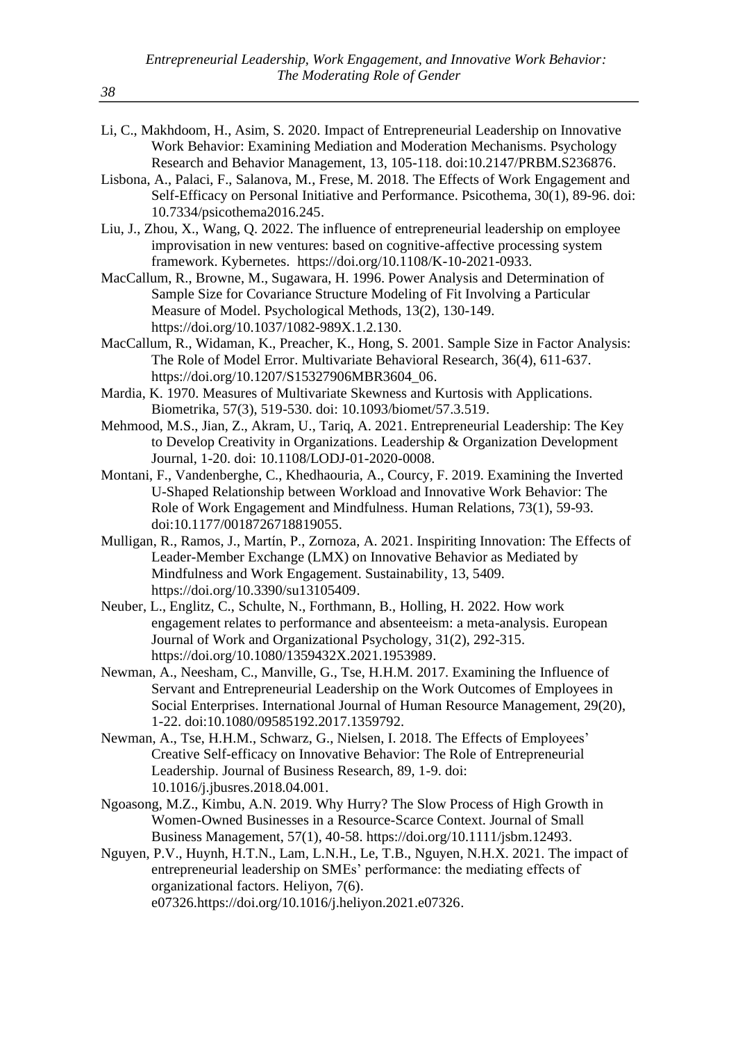Li, C., Makhdoom, H., Asim, S. 2020. Impact of Entrepreneurial Leadership on Innovative Work Behavior: Examining Mediation and Moderation Mechanisms. Psychology Research and Behavior Management, 13, 105-118. doi:10.2147/PRBM.S236876.

Lisbona, A., Palaci, F., Salanova, M., Frese, M. 2018. The Effects of Work Engagement and Self-Efficacy on Personal Initiative and Performance. Psicothema, 30(1), 89-96. doi: 10.7334/psicothema2016.245.

Liu, J., Zhou, X., Wang, Q. 2022. The influence of entrepreneurial leadership on employee improvisation in new ventures: based on cognitive-affective processing system framework. Kybernetes. https://doi.org/10.1108/K-10-2021-0933.

MacCallum, R., Browne, M., Sugawara, H. 1996. Power Analysis and Determination of Sample Size for Covariance Structure Modeling of Fit Involving a Particular Measure of Model. Psychological Methods, 13(2), 130-149. https://doi.org/10.1037/1082-989X.1.2.130.

MacCallum, R., Widaman, K., Preacher, K., Hong, S. 2001. Sample Size in Factor Analysis: The Role of Model Error. Multivariate Behavioral Research, 36(4), 611-637. https://doi.org/10.1207/S15327906MBR3604_06.

Mardia, K. 1970. Measures of Multivariate Skewness and Kurtosis with Applications. Biometrika, 57(3), 519-530. doi: 10.1093/biomet/57.3.519.

Mehmood, M.S., Jian, Z., Akram, U., Tariq, A. 2021. Entrepreneurial Leadership: The Key to Develop Creativity in Organizations. Leadership & Organization Development Journal, 1-20. doi: 10.1108/LODJ-01-2020-0008.

Montani, F., Vandenberghe, C., Khedhaouria, A., Courcy, F. 2019. Examining the Inverted U-Shaped Relationship between Workload and Innovative Work Behavior: The Role of Work Engagement and Mindfulness. Human Relations, 73(1), 59-93. doi:10.1177/0018726718819055.

Mulligan, R., Ramos, J., Martín, P., Zornoza, A. 2021. Inspiriting Innovation: The Effects of Leader-Member Exchange (LMX) on Innovative Behavior as Mediated by Mindfulness and Work Engagement. Sustainability, 13, 5409. https://doi.org/10.3390/su13105409.

Neuber, L., Englitz, C., Schulte, N., Forthmann, B., Holling, H. 2022. How work engagement relates to performance and absenteeism: a meta-analysis. European Journal of Work and Organizational Psychology, 31(2), 292-315. https://doi.org/10.1080/1359432X.2021.1953989.

Newman, A., Neesham, C., Manville, G., Tse, H.H.M. 2017. Examining the Influence of Servant and Entrepreneurial Leadership on the Work Outcomes of Employees in Social Enterprises. International Journal of Human Resource Management, 29(20), 1-22. doi:10.1080/09585192.2017.1359792.

Newman, A., Tse, H.H.M., Schwarz, G., Nielsen, I. 2018. The Effects of Employees' Creative Self-efficacy on Innovative Behavior: The Role of Entrepreneurial Leadership. Journal of Business Research, 89, 1-9. doi: 10.1016/j.jbusres.2018.04.001.

Ngoasong, M.Z., Kimbu, A.N. 2019. Why Hurry? The Slow Process of High Growth in Women-Owned Businesses in a Resource-Scarce Context. Journal of Small Business Management, 57(1), 40-58. https://doi.org/10.1111/jsbm.12493.

Nguyen, P.V., Huynh, H.T.N., Lam, L.N.H., Le, T.B., Nguyen, N.H.X. 2021. The impact of entrepreneurial leadership on SMEs' performance: the mediating effects of organizational factors. Heliyon, 7(6). e07326.https://doi.org/10.1016/j.heliyon.2021.e07326.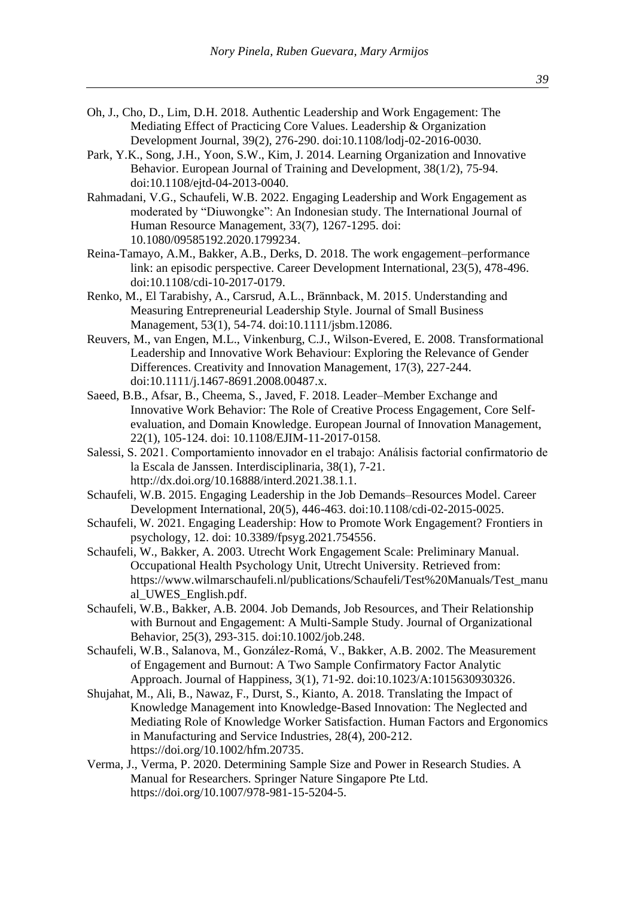Oh, J., Cho, D., Lim, D.H. 2018. Authentic Leadership and Work Engagement: The Mediating Effect of Practicing Core Values. Leadership & Organization Development Journal, 39(2), 276-290. doi:10.1108/lodj-02-2016-0030.

Park, Y.K., Song, J.H., Yoon, S.W., Kim, J. 2014. Learning Organization and Innovative Behavior. European Journal of Training and Development, 38(1/2), 75-94. doi:10.1108/ejtd-04-2013-0040.

Rahmadani, V.G., Schaufeli, W.B. 2022. Engaging Leadership and Work Engagement as moderated by "Diuwongke": An Indonesian study. The International Journal of Human Resource Management, 33(7), 1267-1295. doi: 10.1080/09585192.2020.1799234.

Reina-Tamayo, A.M., Bakker, A.B., Derks, D. 2018. The work engagement–performance link: an episodic perspective. Career Development International, 23(5), 478-496. doi:10.1108/cdi-10-2017-0179.

Renko, M., El Tarabishy, A., Carsrud, A.L., Brännback, M. 2015. Understanding and Measuring Entrepreneurial Leadership Style. Journal of Small Business Management, 53(1), 54-74. doi:10.1111/jsbm.12086.

Reuvers, M., van Engen, M.L., Vinkenburg, C.J., Wilson-Evered, E. 2008. Transformational Leadership and Innovative Work Behaviour: Exploring the Relevance of Gender Differences. Creativity and Innovation Management, 17(3), 227-244. doi:10.1111/j.1467-8691.2008.00487.x.

Saeed, B.B., Afsar, B., Cheema, S., Javed, F. 2018. Leader–Member Exchange and Innovative Work Behavior: The Role of Creative Process Engagement, Core Self-evaluation, and Domain Knowledge. European Journal of Innovation Management, 22(1), 105-124. doi: 10.1108/EJIM-11-2017-0158.

Salessi, S. 2021. Comportamiento innovador en el trabajo: Análisis factorial confirmatorio de la Escala de Janssen. Interdisciplinaria, 38(1), 7-21. http://dx.doi.org/10.16888/interd.2021.38.1.1.

Schaufeli, W.B. 2015. Engaging Leadership in the Job Demands–Resources Model. Career Development International, 20(5), 446-463. doi:10.1108/cdi-02-2015-0025.

Schaufeli, W. 2021. Engaging Leadership: How to Promote Work Engagement? Frontiers in psychology, 12. doi: 10.3389/fpsyg.2021.754556.

Schaufeli, W., Bakker, A. 2003. Utrecht Work Engagement Scale: Preliminary Manual. Occupational Health Psychology Unit, Utrecht University. Retrieved from: https://www.wilmarschaufeli.nl/publications/Schaufeli/Test%20Manuals/Test_manual_UWES_English.pdf.

Schaufeli, W.B., Bakker, A.B. 2004. Job Demands, Job Resources, and Their Relationship with Burnout and Engagement: A Multi-Sample Study. Journal of Organizational Behavior, 25(3), 293-315. doi:10.1002/job.248.

Schaufeli, W.B., Salanova, M., González-Romá, V., Bakker, A.B. 2002. The Measurement of Engagement and Burnout: A Two Sample Confirmatory Factor Analytic Approach. Journal of Happiness, 3(1), 71-92. doi:10.1023/A:1015630930326.

Shujahat, M., Ali, B., Nawaz, F., Durst, S., Kianto, A. 2018. Translating the Impact of Knowledge Management into Knowledge-Based Innovation: The Neglected and Mediating Role of Knowledge Worker Satisfaction. Human Factors and Ergonomics in Manufacturing and Service Industries, 28(4), 200-212. https://doi.org/10.1002/hfm.20735.

Verma, J., Verma, P. 2020. Determining Sample Size and Power in Research Studies. A Manual for Researchers. Springer Nature Singapore Pte Ltd. https://doi.org/10.1007/978-981-15-5204-5.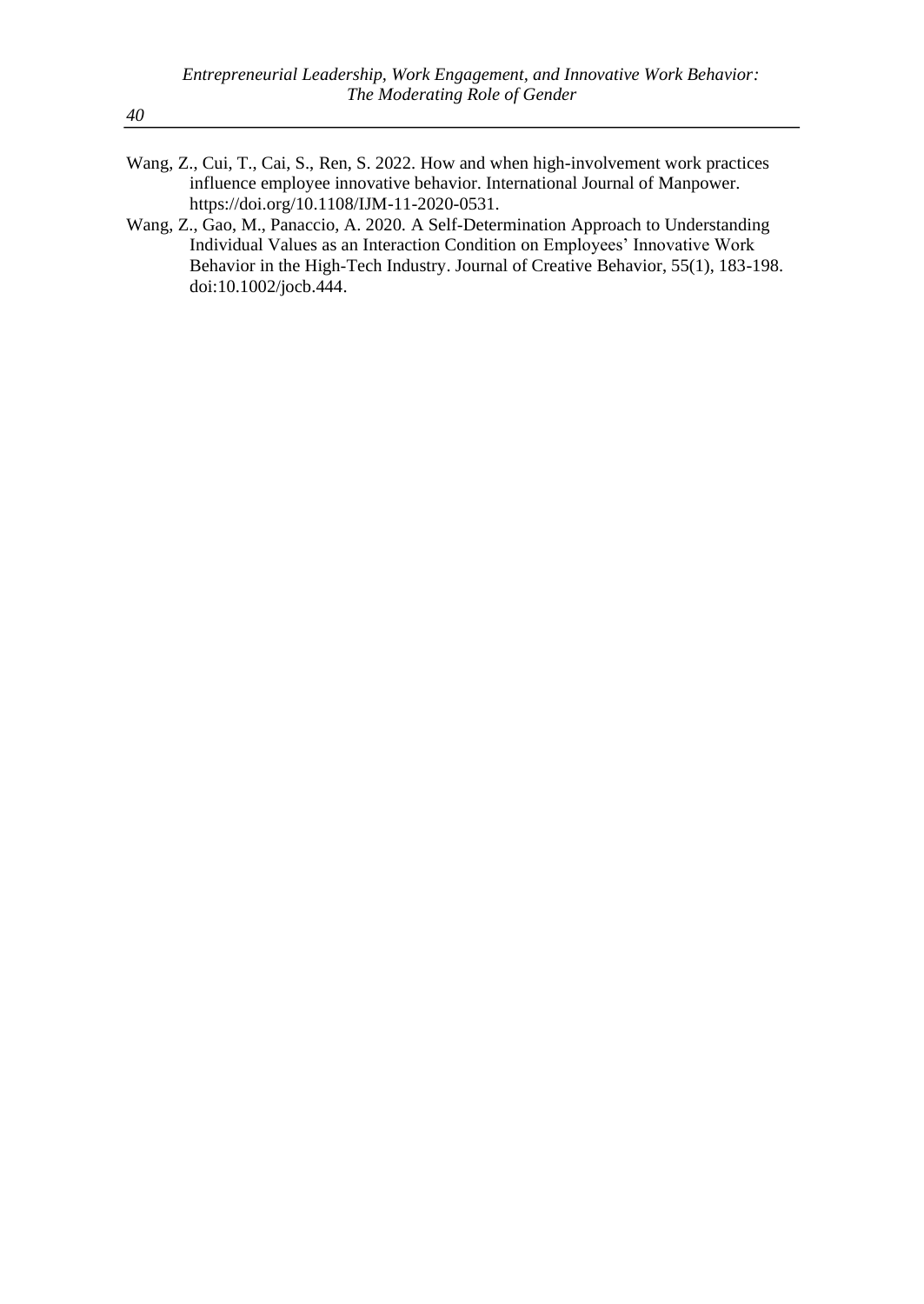Wang, Z., Cui, T., Cai, S., Ren, S. 2022. How and when high-involvement work practices influence employee innovative behavior. International Journal of Manpower. https://doi.org/10.1108/IJM-11-2020-0531.

Wang, Z., Gao, M., Panaccio, A. 2020. A Self-Determination Approach to Understanding Individual Values as an Interaction Condition on Employees' Innovative Work Behavior in the High-Tech Industry. Journal of Creative Behavior, 55(1), 183-198. doi:10.1002/jocb.444.